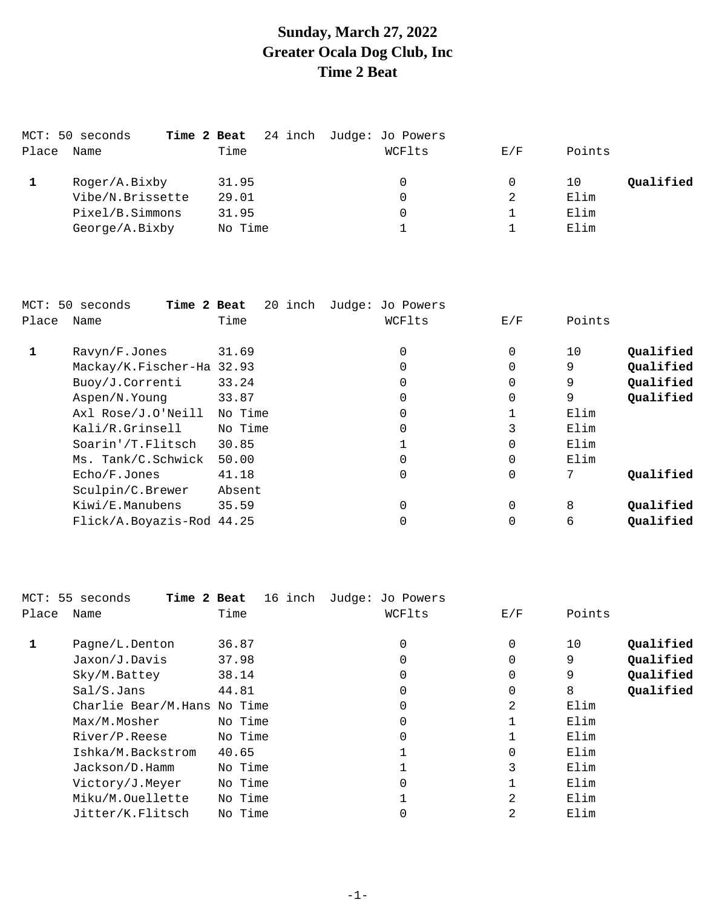# Sunday, March 27, 2022
# Greater Ocala Dog Club, Inc
# Time 2 Beat

MCT: 50 seconds **Time 2 Beat** 24 inch Judge: Jo Powers

| Place | Name | Time | WCFlts | E/F | Points | |
|---|---|---|---|---|---|---|
| **1** | Roger/A.Bixby | 31.95 | 0 | 0 | 10 | **Qualified** |
| | Vibe/N.Brissette | 29.01 | 0 | 2 | Elim | |
| | Pixel/B.Simmons | 31.95 | 0 | 1 | Elim | |
| | George/A.Bixby | No Time | 1 | 1 | Elim | |

MCT: 50 seconds **Time 2 Beat** 20 inch Judge: Jo Powers

| Place | Name | Time | WCFlts | E/F | Points | |
|---|---|---|---|---|---|---|
| **1** | Ravyn/F.Jones | 31.69 | 0 | 0 | 10 | **Qualified** |
| | Mackay/K.Fischer-Ha | 32.93 | 0 | 0 | 9 | **Qualified** |
| | Buoy/J.Correnti | 33.24 | 0 | 0 | 9 | **Qualified** |
| | Aspen/N.Young | 33.87 | 0 | 0 | 9 | **Qualified** |
| | Axl Rose/J.O'Neill | No Time | 0 | 1 | Elim | |
| | Kali/R.Grinsell | No Time | 0 | 3 | Elim | |
| | Soarin'/T.Flitsch | 30.85 | 1 | 0 | Elim | |
| | Ms. Tank/C.Schwick | 50.00 | 0 | 0 | Elim | |
| | Echo/F.Jones | 41.18 | 0 | 0 | 7 | **Qualified** |
| | Sculpin/C.Brewer | Absent | | | | |
| | Kiwi/E.Manubens | 35.59 | 0 | 0 | 8 | **Qualified** |
| | Flick/A.Boyazis-Rod | 44.25 | 0 | 0 | 6 | **Qualified** |

MCT: 55 seconds **Time 2 Beat** 16 inch Judge: Jo Powers

| Place | Name | Time | WCFlts | E/F | Points | |
|---|---|---|---|---|---|---|
| **1** | Pagne/L.Denton | 36.87 | 0 | 0 | 10 | **Qualified** |
| | Jaxon/J.Davis | 37.98 | 0 | 0 | 9 | **Qualified** |
| | Sky/M.Battey | 38.14 | 0 | 0 | 9 | **Qualified** |
| | Sal/S.Jans | 44.81 | 0 | 0 | 8 | **Qualified** |
| | Charlie Bear/M.Hans | No Time | 0 | 2 | Elim | |
| | Max/M.Mosher | No Time | 0 | 1 | Elim | |
| | River/P.Reese | No Time | 0 | 1 | Elim | |
| | Ishka/M.Backstrom | 40.65 | 1 | 0 | Elim | |
| | Jackson/D.Hamm | No Time | 1 | 3 | Elim | |
| | Victory/J.Meyer | No Time | 0 | 1 | Elim | |
| | Miku/M.Ouellette | No Time | 1 | 2 | Elim | |
| | Jitter/K.Flitsch | No Time | 0 | 2 | Elim | |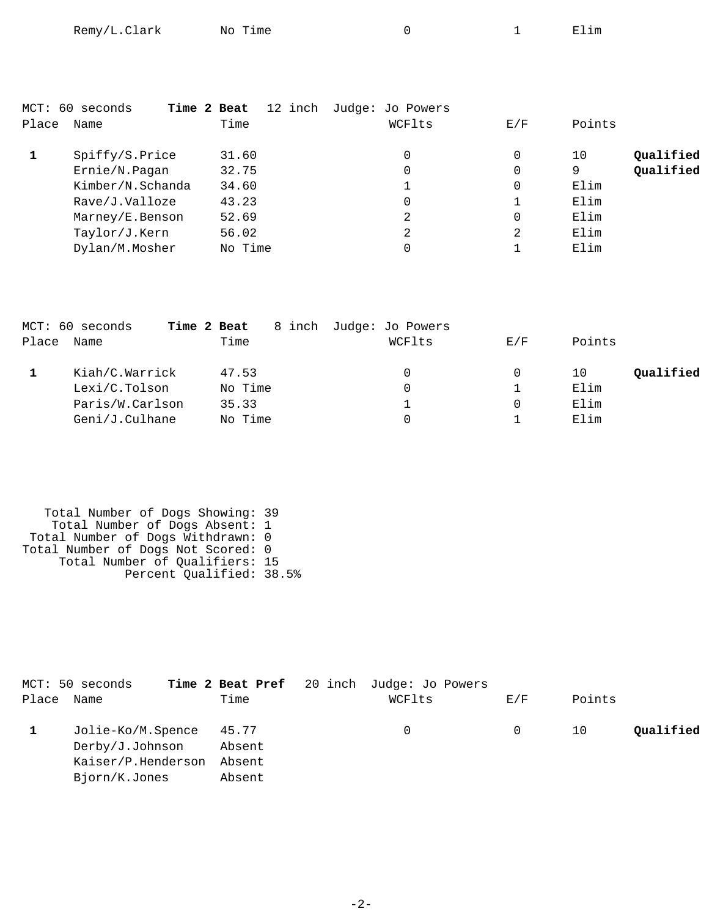| | Name | Time | WCFlts | E/F | Points | |
|---|---|---|---|---|---|---|
| | Remy/L.Clark | No Time | 0 | 1 | Elim | |

MCT: 60 seconds **Time 2 Beat** 12 inch Judge: Jo Powers

| Place | Name | Time | WCFlts | E/F | Points | |
|---|---|---|---|---|---|---|
| **1** | Spiffy/S.Price | 31.60 | 0 | 0 | 10 | **Qualified** |
| | Ernie/N.Pagan | 32.75 | 0 | 0 | 9 | **Qualified** |
| | Kimber/N.Schanda | 34.60 | 1 | 0 | Elim | |
| | Rave/J.Valloze | 43.23 | 0 | 1 | Elim | |
| | Marney/E.Benson | 52.69 | 2 | 0 | Elim | |
| | Taylor/J.Kern | 56.02 | 2 | 2 | Elim | |
| | Dylan/M.Mosher | No Time | 0 | 1 | Elim | |

MCT: 60 seconds **Time 2 Beat** 8 inch Judge: Jo Powers

| Place | Name | Time | WCFlts | E/F | Points | |
|---|---|---|---|---|---|---|
| **1** | Kiah/C.Warrick | 47.53 | 0 | 0 | 10 | **Qualified** |
| | Lexi/C.Tolson | No Time | 0 | 1 | Elim | |
| | Paris/W.Carlson | 35.33 | 1 | 0 | Elim | |
| | Geni/J.Culhane | No Time | 0 | 1 | Elim | |

Total Number of Dogs Showing: 39
Total Number of Dogs Absent: 1
Total Number of Dogs Withdrawn: 0
Total Number of Dogs Not Scored: 0
Total Number of Qualifiers: 15
Percent Qualified: 38.5%

MCT: 50 seconds **Time 2 Beat Pref** 20 inch Judge: Jo Powers

| Place | Name | Time | WCFlts | E/F | Points | |
|---|---|---|---|---|---|---|
| **1** | Jolie-Ko/M.Spence | 45.77 | 0 | 0 | 10 | **Qualified** |
| | Derby/J.Johnson | Absent | | | | |
| | Kaiser/P.Henderson | Absent | | | | |
| | Bjorn/K.Jones | Absent | | | | |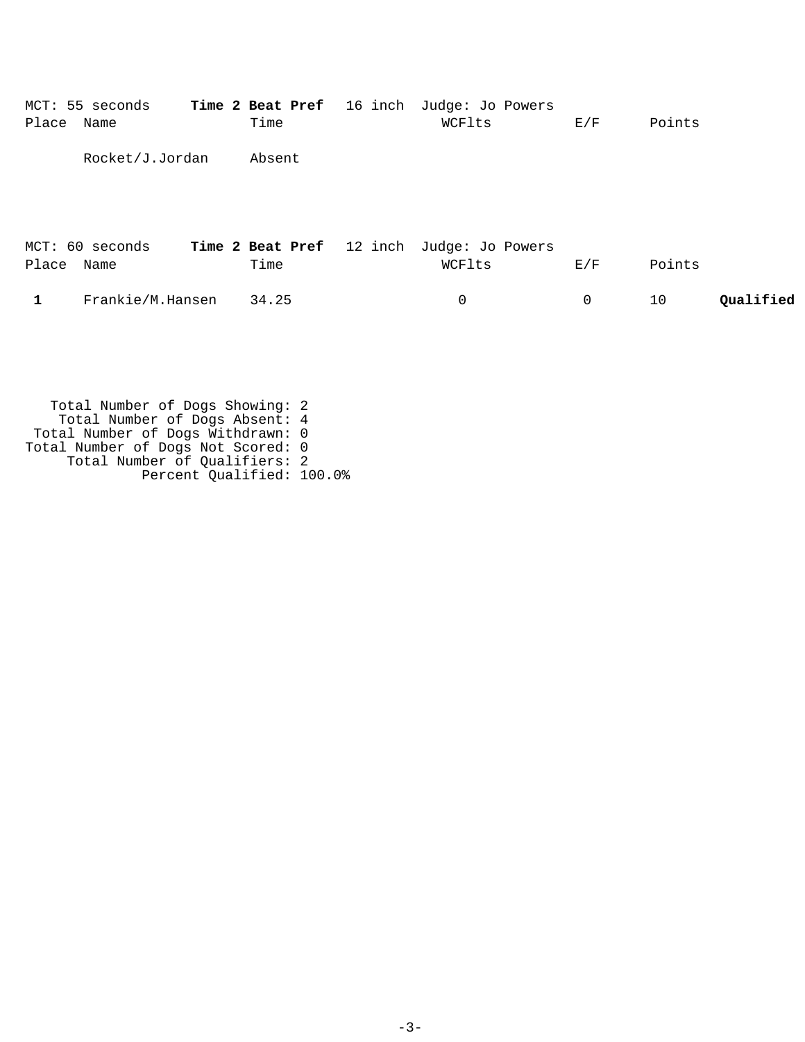MCT: 55 seconds **Time 2 Beat Pref** 16 inch Judge: Jo Powers

| Place | Name | Time | WCFlts | E/F | Points | |
|---|---|---|---|---|---|---|
| | Rocket/J.Jordan | Absent | | | | |

MCT: 60 seconds **Time 2 Beat Pref** 12 inch Judge: Jo Powers

| Place | Name | Time | WCFlts | E/F | Points | |
|---|---|---|---|---|---|---|
| **1** | Frankie/M.Hansen | 34.25 | 0 | 0 | 10 | **Qualified** |

Total Number of Dogs Showing: 2
Total Number of Dogs Absent: 4
Total Number of Dogs Withdrawn: 0
Total Number of Dogs Not Scored: 0
Total Number of Qualifiers: 2
Percent Qualified: 100.0%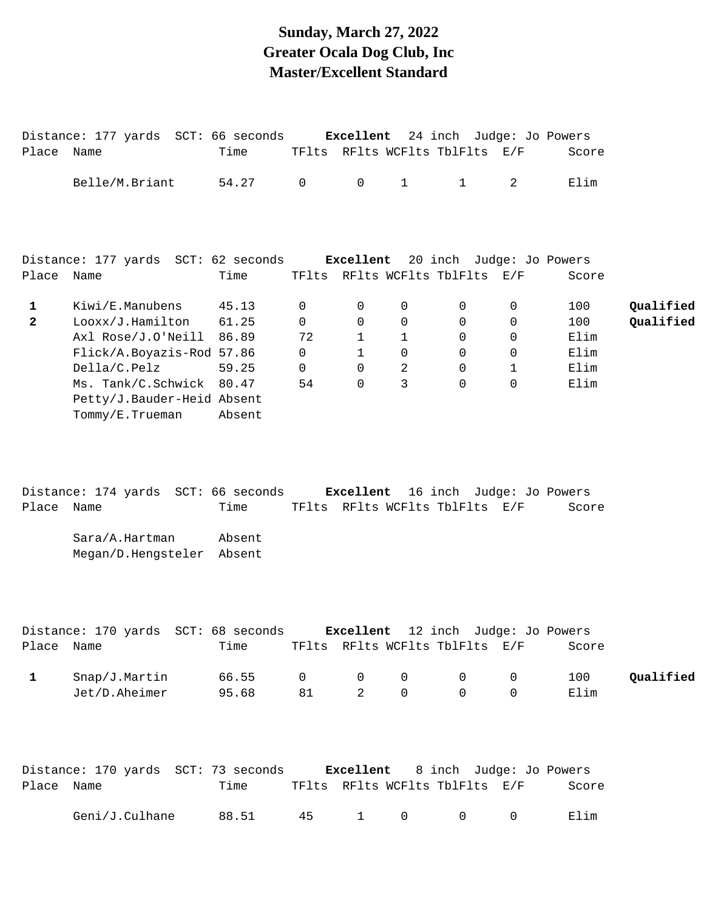# Sunday, March 27, 2022
# Greater Ocala Dog Club, Inc
# Master/Excellent Standard

Distance: 177 yards SCT: 66 seconds **Excellent** 24 inch Judge: Jo Powers

| Place | Name | Time | TFlts | RFlts | WCFlts | TblFlts | E/F | Score | |
|---|---|---|---|---|---|---|---|---|---|
| | Belle/M.Briant | 54.27 | 0 | 0 | 1 | 1 | 2 | Elim | |

Distance: 177 yards SCT: 62 seconds **Excellent** 20 inch Judge: Jo Powers

| Place | Name | Time | TFlts | RFlts | WCFlts | TblFlts | E/F | Score | |
|---|---|---|---|---|---|---|---|---|---|
| **1** | Kiwi/E.Manubens | 45.13 | 0 | 0 | 0 | 0 | 0 | 100 | **Qualified** |
| **2** | Looxx/J.Hamilton | 61.25 | 0 | 0 | 0 | 0 | 0 | 100 | **Qualified** |
| | Axl Rose/J.O'Neill | 86.89 | 72 | 1 | 1 | 0 | 0 | Elim | |
| | Flick/A.Boyazis-Rod | 57.86 | 0 | 1 | 0 | 0 | 0 | Elim | |
| | Della/C.Pelz | 59.25 | 0 | 0 | 2 | 0 | 1 | Elim | |
| | Ms. Tank/C.Schwick | 80.47 | 54 | 0 | 3 | 0 | 0 | Elim | |
| | Petty/J.Bauder-Heid | Absent | | | | | | | |
| | Tommy/E.Trueman | Absent | | | | | | | |

Distance: 174 yards SCT: 66 seconds **Excellent** 16 inch Judge: Jo Powers

| Place | Name | Time | TFlts | RFlts | WCFlts | TblFlts | E/F | Score | |
|---|---|---|---|---|---|---|---|---|---|
| | Sara/A.Hartman | Absent | | | | | | | |
| | Megan/D.Hengsteler | Absent | | | | | | | |

Distance: 170 yards SCT: 68 seconds **Excellent** 12 inch Judge: Jo Powers

| Place | Name | Time | TFlts | RFlts | WCFlts | TblFlts | E/F | Score | |
|---|---|---|---|---|---|---|---|---|---|
| **1** | Snap/J.Martin | 66.55 | 0 | 0 | 0 | 0 | 0 | 100 | **Qualified** |
| | Jet/D.Aheimer | 95.68 | 81 | 2 | 0 | 0 | 0 | Elim | |

Distance: 170 yards SCT: 73 seconds **Excellent** 8 inch Judge: Jo Powers

| Place | Name | Time | TFlts | RFlts | WCFlts | TblFlts | E/F | Score | |
|---|---|---|---|---|---|---|---|---|---|
| | Geni/J.Culhane | 88.51 | 45 | 1 | 0 | 0 | 0 | Elim | |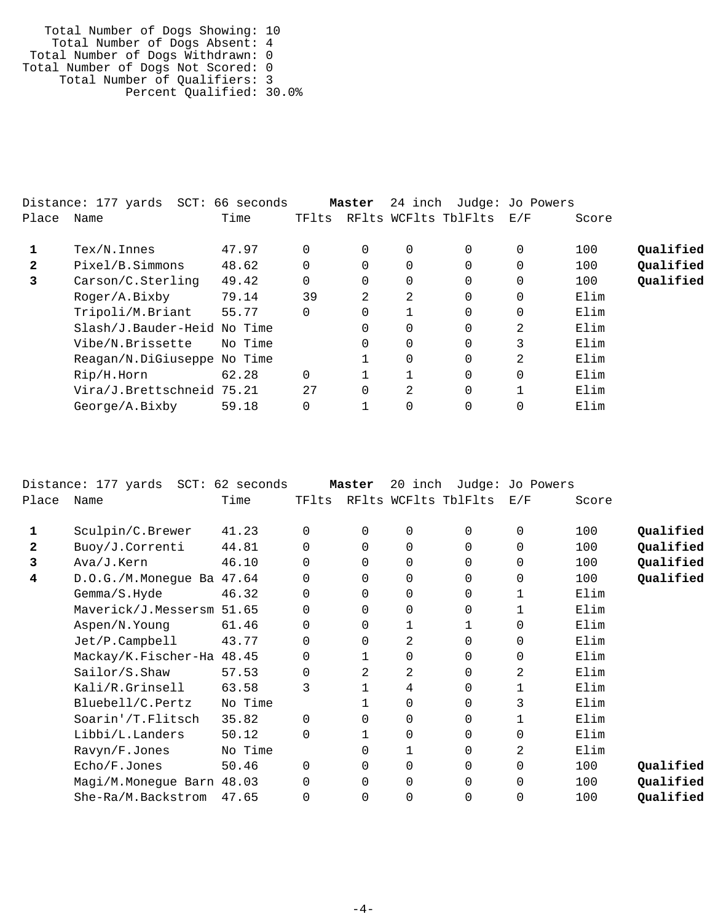Total Number of Dogs Showing: 10
Total Number of Dogs Absent: 4
Total Number of Dogs Withdrawn: 0
Total Number of Dogs Not Scored: 0
Total Number of Qualifiers: 3
Percent Qualified: 30.0%

Distance: 177 yards SCT: 66 seconds **Master** 24 inch Judge: Jo Powers

| Place | Name | Time | TFlts | RFlts | WCFlts | TblFlts | E/F | Score | |
|---|---|---|---|---|---|---|---|---|---|
| **1** | Tex/N.Innes | 47.97 | 0 | 0 | 0 | 0 | 0 | 100 | **Qualified** |
| **2** | Pixel/B.Simmons | 48.62 | 0 | 0 | 0 | 0 | 0 | 100 | **Qualified** |
| **3** | Carson/C.Sterling | 49.42 | 0 | 0 | 0 | 0 | 0 | 100 | **Qualified** |
| | Roger/A.Bixby | 79.14 | 39 | 2 | 2 | 0 | 0 | Elim | |
| | Tripoli/M.Briant | 55.77 | 0 | 0 | 1 | 0 | 0 | Elim | |
| | Slash/J.Bauder-Heid | No Time | | 0 | 0 | 0 | 2 | Elim | |
| | Vibe/N.Brissette | No Time | | 0 | 0 | 0 | 3 | Elim | |
| | Reagan/N.DiGiuseppe | No Time | | 1 | 0 | 0 | 2 | Elim | |
| | Rip/H.Horn | 62.28 | 0 | 1 | 1 | 0 | 0 | Elim | |
| | Vira/J.Brettschneid | 75.21 | 27 | 0 | 2 | 0 | 1 | Elim | |
| | George/A.Bixby | 59.18 | 0 | 1 | 0 | 0 | 0 | Elim | |

Distance: 177 yards SCT: 62 seconds **Master** 20 inch Judge: Jo Powers

| Place | Name | Time | TFlts | RFlts | WCFlts | TblFlts | E/F | Score | |
|---|---|---|---|---|---|---|---|---|---|
| **1** | Sculpin/C.Brewer | 41.23 | 0 | 0 | 0 | 0 | 0 | 100 | **Qualified** |
| **2** | Buoy/J.Correnti | 44.81 | 0 | 0 | 0 | 0 | 0 | 100 | **Qualified** |
| **3** | Ava/J.Kern | 46.10 | 0 | 0 | 0 | 0 | 0 | 100 | **Qualified** |
| **4** | D.O.G./M.Monegue Ba | 47.64 | 0 | 0 | 0 | 0 | 0 | 100 | **Qualified** |
| | Gemma/S.Hyde | 46.32 | 0 | 0 | 0 | 0 | 1 | Elim | |
| | Maverick/J.Messersm | 51.65 | 0 | 0 | 0 | 0 | 1 | Elim | |
| | Aspen/N.Young | 61.46 | 0 | 0 | 1 | 1 | 0 | Elim | |
| | Jet/P.Campbell | 43.77 | 0 | 0 | 2 | 0 | 0 | Elim | |
| | Mackay/K.Fischer-Ha | 48.45 | 0 | 1 | 0 | 0 | 0 | Elim | |
| | Sailor/S.Shaw | 57.53 | 0 | 2 | 2 | 0 | 2 | Elim | |
| | Kali/R.Grinsell | 63.58 | 3 | 1 | 4 | 0 | 1 | Elim | |
| | Bluebell/C.Pertz | No Time | | 1 | 0 | 0 | 3 | Elim | |
| | Soarin'/T.Flitsch | 35.82 | 0 | 0 | 0 | 0 | 1 | Elim | |
| | Libbi/L.Landers | 50.12 | 0 | 1 | 0 | 0 | 0 | Elim | |
| | Ravyn/F.Jones | No Time | | 0 | 1 | 0 | 2 | Elim | |
| | Echo/F.Jones | 50.46 | 0 | 0 | 0 | 0 | 0 | 100 | **Qualified** |
| | Magi/M.Monegue Barn | 48.03 | 0 | 0 | 0 | 0 | 0 | 100 | **Qualified** |
| | She-Ra/M.Backstrom | 47.65 | 0 | 0 | 0 | 0 | 0 | 100 | **Qualified** |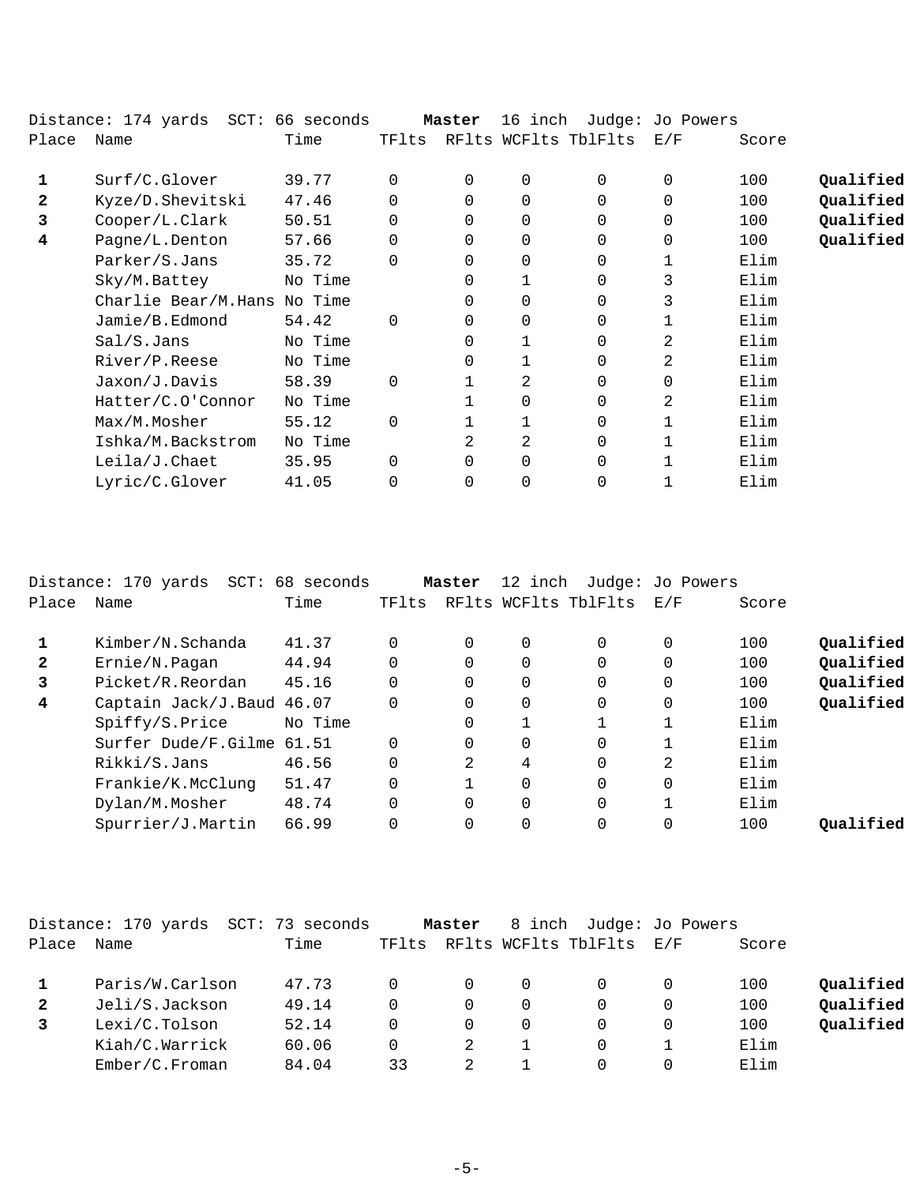Distance: 174 yards  SCT: 66 seconds  **Master**  16 inch  Judge: Jo Powers

| Place | Name | Time | TFlts | RFlts | WCFlts | TblFlts | E/F | Score | |
|---|---|---|---|---|---|---|---|---|---|
| **1** | Surf/C.Glover | 39.77 | 0 | 0 | 0 | 0 | 0 | 100 | **Qualified** |
| **2** | Kyze/D.Shevitski | 47.46 | 0 | 0 | 0 | 0 | 0 | 100 | **Qualified** |
| **3** | Cooper/L.Clark | 50.51 | 0 | 0 | 0 | 0 | 0 | 100 | **Qualified** |
| **4** | Pagne/L.Denton | 57.66 | 0 | 0 | 0 | 0 | 0 | 100 | **Qualified** |
| | Parker/S.Jans | 35.72 | 0 | 0 | 0 | 0 | 1 | Elim | |
| | Sky/M.Battey | No Time | | 0 | 1 | 0 | 3 | Elim | |
| | Charlie Bear/M.Hans | No Time | | 0 | 0 | 0 | 3 | Elim | |
| | Jamie/B.Edmond | 54.42 | 0 | 0 | 0 | 0 | 1 | Elim | |
| | Sal/S.Jans | No Time | | 0 | 1 | 0 | 2 | Elim | |
| | River/P.Reese | No Time | | 0 | 1 | 0 | 2 | Elim | |
| | Jaxon/J.Davis | 58.39 | 0 | 1 | 2 | 0 | 0 | Elim | |
| | Hatter/C.O'Connor | No Time | | 1 | 0 | 0 | 2 | Elim | |
| | Max/M.Mosher | 55.12 | 0 | 1 | 1 | 0 | 1 | Elim | |
| | Ishka/M.Backstrom | No Time | | 2 | 2 | 0 | 1 | Elim | |
| | Leila/J.Chaet | 35.95 | 0 | 0 | 0 | 0 | 1 | Elim | |
| | Lyric/C.Glover | 41.05 | 0 | 0 | 0 | 0 | 1 | Elim | |

Distance: 170 yards  SCT: 68 seconds  **Master**  12 inch  Judge: Jo Powers

| Place | Name | Time | TFlts | RFlts | WCFlts | TblFlts | E/F | Score | |
|---|---|---|---|---|---|---|---|---|---|
| **1** | Kimber/N.Schanda | 41.37 | 0 | 0 | 0 | 0 | 0 | 100 | **Qualified** |
| **2** | Ernie/N.Pagan | 44.94 | 0 | 0 | 0 | 0 | 0 | 100 | **Qualified** |
| **3** | Picket/R.Reordan | 45.16 | 0 | 0 | 0 | 0 | 0 | 100 | **Qualified** |
| **4** | Captain Jack/J.Baud | 46.07 | 0 | 0 | 0 | 0 | 0 | 100 | **Qualified** |
| | Spiffy/S.Price | No Time | | 0 | 1 | 1 | 1 | Elim | |
| | Surfer Dude/F.Gilme | 61.51 | 0 | 0 | 0 | 0 | 1 | Elim | |
| | Rikki/S.Jans | 46.56 | 0 | 2 | 4 | 0 | 2 | Elim | |
| | Frankie/K.McClung | 51.47 | 0 | 1 | 0 | 0 | 0 | Elim | |
| | Dylan/M.Mosher | 48.74 | 0 | 0 | 0 | 0 | 1 | Elim | |
| | Spurrier/J.Martin | 66.99 | 0 | 0 | 0 | 0 | 0 | 100 | **Qualified** |

Distance: 170 yards  SCT: 73 seconds  **Master**  8 inch  Judge: Jo Powers

| Place | Name | Time | TFlts | RFlts | WCFlts | TblFlts | E/F | Score | |
|---|---|---|---|---|---|---|---|---|---|
| **1** | Paris/W.Carlson | 47.73 | 0 | 0 | 0 | 0 | 0 | 100 | **Qualified** |
| **2** | Jeli/S.Jackson | 49.14 | 0 | 0 | 0 | 0 | 0 | 100 | **Qualified** |
| **3** | Lexi/C.Tolson | 52.14 | 0 | 0 | 0 | 0 | 0 | 100 | **Qualified** |
| | Kiah/C.Warrick | 60.06 | 0 | 2 | 1 | 0 | 1 | Elim | |
| | Ember/C.Froman | 84.04 | 33 | 2 | 1 | 0 | 0 | Elim | |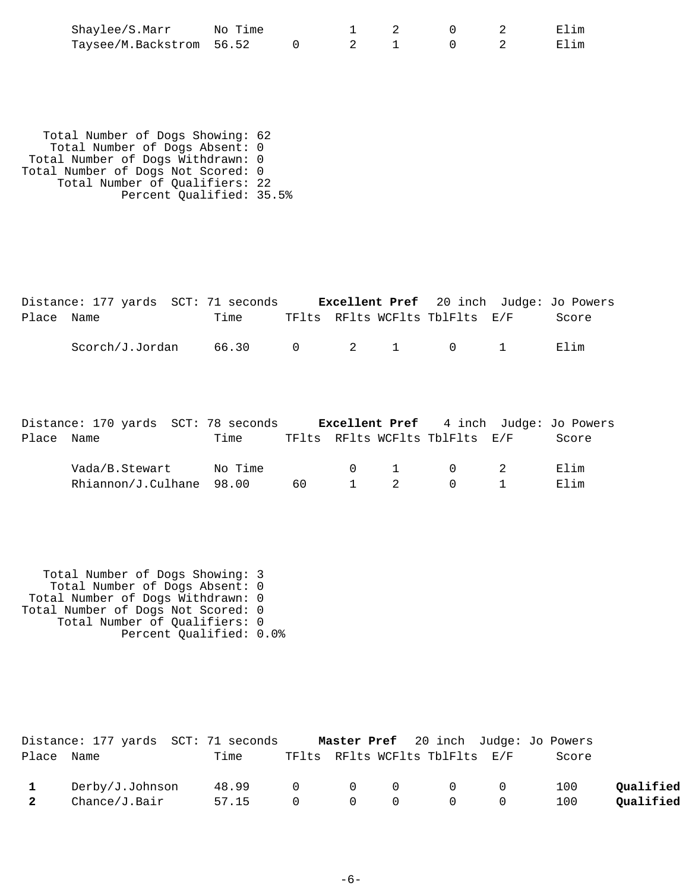| Place | Name | Time | TFlts | RFlts | WCFlts | TblFlts | E/F | Score |
|---|---|---|---|---|---|---|---|---|
| | Shaylee/S.Marr | No Time | | 1 | 2 | 0 | 2 | Elim |
| | Taysee/M.Backstrom | 56.52 | 0 | 2 | 1 | 0 | 2 | Elim |

Total Number of Dogs Showing: 62
Total Number of Dogs Absent: 0
Total Number of Dogs Withdrawn: 0
Total Number of Dogs Not Scored: 0
Total Number of Qualifiers: 22
Percent Qualified: 35.5%

Distance: 177 yards SCT: 71 seconds **Excellent Pref** 20 inch Judge: Jo Powers

| Place | Name | Time | TFlts | RFlts | WCFlts | TblFlts | E/F | Score |
|---|---|---|---|---|---|---|---|---|
| | Scorch/J.Jordan | 66.30 | 0 | 2 | 1 | 0 | 1 | Elim |

Distance: 170 yards SCT: 78 seconds **Excellent Pref** 4 inch Judge: Jo Powers

| Place | Name | Time | TFlts | RFlts | WCFlts | TblFlts | E/F | Score |
|---|---|---|---|---|---|---|---|---|
| | Vada/B.Stewart | No Time | | 0 | 1 | 0 | 2 | Elim |
| | Rhiannon/J.Culhane | 98.00 | 60 | 1 | 2 | 0 | 1 | Elim |

Total Number of Dogs Showing: 3
Total Number of Dogs Absent: 0
Total Number of Dogs Withdrawn: 0
Total Number of Dogs Not Scored: 0
Total Number of Qualifiers: 0
Percent Qualified: 0.0%

Distance: 177 yards SCT: 71 seconds **Master Pref** 20 inch Judge: Jo Powers

| Place | Name | Time | TFlts | RFlts | WCFlts | TblFlts | E/F | Score | |
|---|---|---|---|---|---|---|---|---|---|
| **1** | Derby/J.Johnson | 48.99 | 0 | 0 | 0 | 0 | 0 | 100 | **Qualified** |
| **2** | Chance/J.Bair | 57.15 | 0 | 0 | 0 | 0 | 0 | 100 | **Qualified** |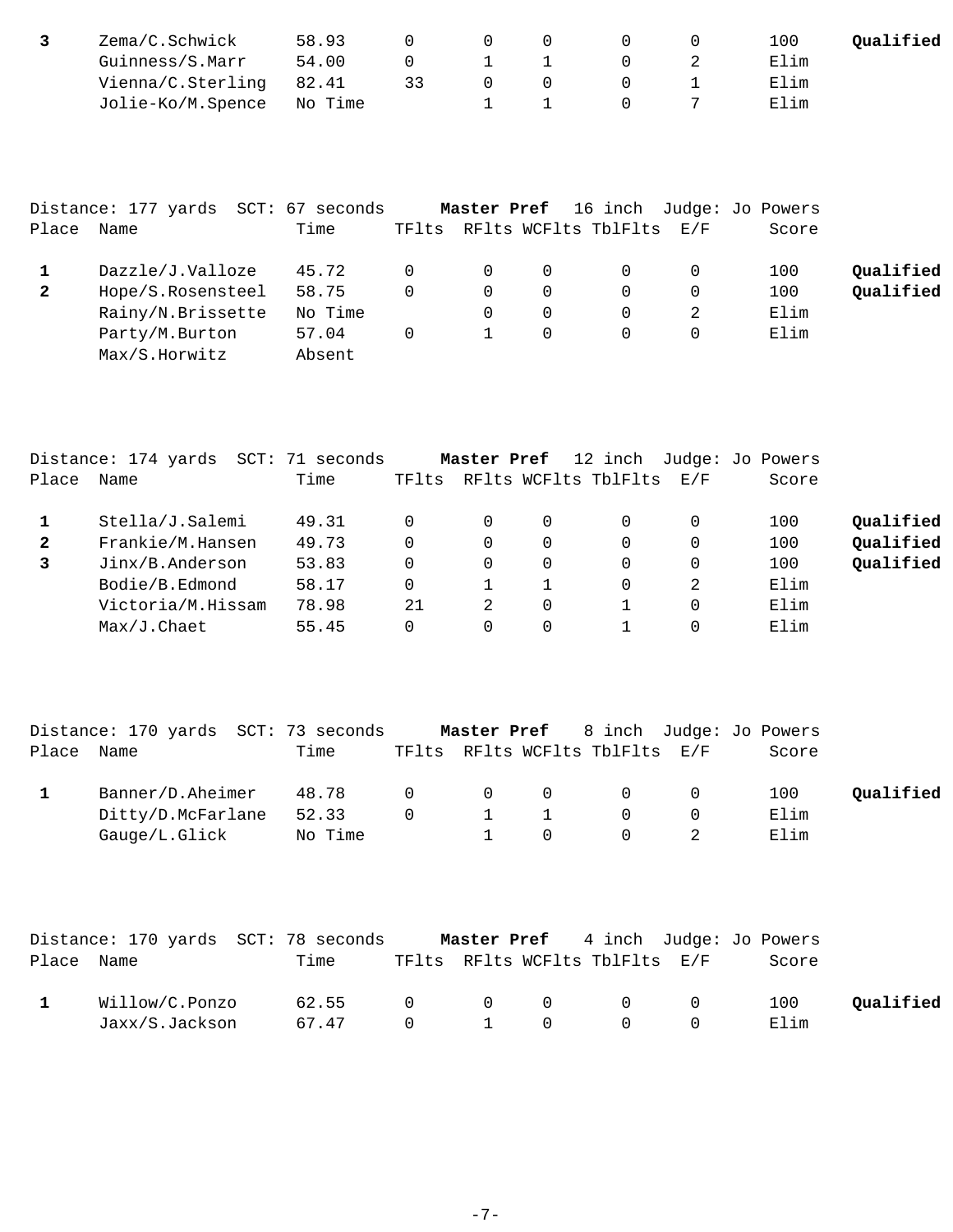| Place | Name | Time | TFlts | RFlts | WCFlts | TblFlts | E/F | Score | |
|---|---|---|---|---|---|---|---|---|---|
| **3** | Zema/C.Schwick | 58.93 | 0 | 0 | 0 | 0 | 0 | 100 | **Qualified** |
| | Guinness/S.Marr | 54.00 | 0 | 1 | 1 | 0 | 2 | Elim | |
| | Vienna/C.Sterling | 82.41 | 33 | 0 | 0 | 0 | 1 | Elim | |
| | Jolie-Ko/M.Spence | No Time | | 1 | 1 | 0 | 7 | Elim | |

Distance: 177 yards SCT: 67 seconds **Master Pref** 16 inch Judge: Jo Powers

| Place | Name | Time | TFlts | RFlts | WCFlts | TblFlts | E/F | Score | |
|---|---|---|---|---|---|---|---|---|---|
| **1** | Dazzle/J.Valloze | 45.72 | 0 | 0 | 0 | 0 | 0 | 100 | **Qualified** |
| **2** | Hope/S.Rosensteel | 58.75 | 0 | 0 | 0 | 0 | 0 | 100 | **Qualified** |
| | Rainy/N.Brissette | No Time | | 0 | 0 | 0 | 2 | Elim | |
| | Party/M.Burton | 57.04 | 0 | 1 | 0 | 0 | 0 | Elim | |
| | Max/S.Horwitz | Absent | | | | | | | |

Distance: 174 yards SCT: 71 seconds **Master Pref** 12 inch Judge: Jo Powers

| Place | Name | Time | TFlts | RFlts | WCFlts | TblFlts | E/F | Score | |
|---|---|---|---|---|---|---|---|---|---|
| **1** | Stella/J.Salemi | 49.31 | 0 | 0 | 0 | 0 | 0 | 100 | **Qualified** |
| **2** | Frankie/M.Hansen | 49.73 | 0 | 0 | 0 | 0 | 0 | 100 | **Qualified** |
| **3** | Jinx/B.Anderson | 53.83 | 0 | 0 | 0 | 0 | 0 | 100 | **Qualified** |
| | Bodie/B.Edmond | 58.17 | 0 | 1 | 1 | 0 | 2 | Elim | |
| | Victoria/M.Hissam | 78.98 | 21 | 2 | 0 | 1 | 0 | Elim | |
| | Max/J.Chaet | 55.45 | 0 | 0 | 0 | 1 | 0 | Elim | |

Distance: 170 yards SCT: 73 seconds **Master Pref** 8 inch Judge: Jo Powers

| Place | Name | Time | TFlts | RFlts | WCFlts | TblFlts | E/F | Score | |
|---|---|---|---|---|---|---|---|---|---|
| **1** | Banner/D.Aheimer | 48.78 | 0 | 0 | 0 | 0 | 0 | 100 | **Qualified** |
| | Ditty/D.McFarlane | 52.33 | 0 | 1 | 1 | 0 | 0 | Elim | |
| | Gauge/L.Glick | No Time | | 1 | 0 | 0 | 2 | Elim | |

Distance: 170 yards SCT: 78 seconds **Master Pref** 4 inch Judge: Jo Powers

| Place | Name | Time | TFlts | RFlts | WCFlts | TblFlts | E/F | Score | |
|---|---|---|---|---|---|---|---|---|---|
| **1** | Willow/C.Ponzo | 62.55 | 0 | 0 | 0 | 0 | 0 | 100 | **Qualified** |
| | Jaxx/S.Jackson | 67.47 | 0 | 1 | 0 | 0 | 0 | Elim | |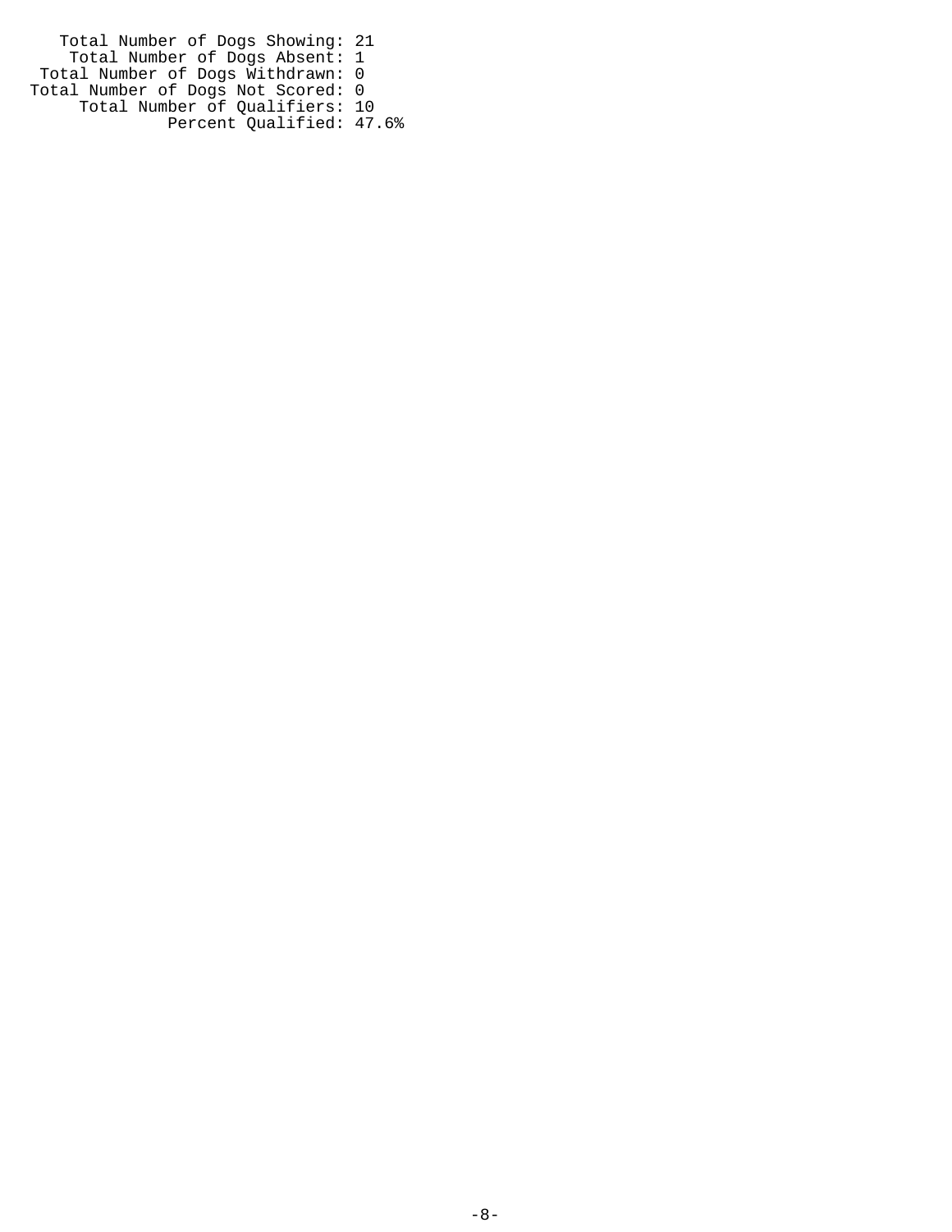Total Number of Dogs Showing: 21
Total Number of Dogs Absent: 1
Total Number of Dogs Withdrawn: 0
Total Number of Dogs Not Scored: 0
Total Number of Qualifiers: 10
Percent Qualified: 47.6%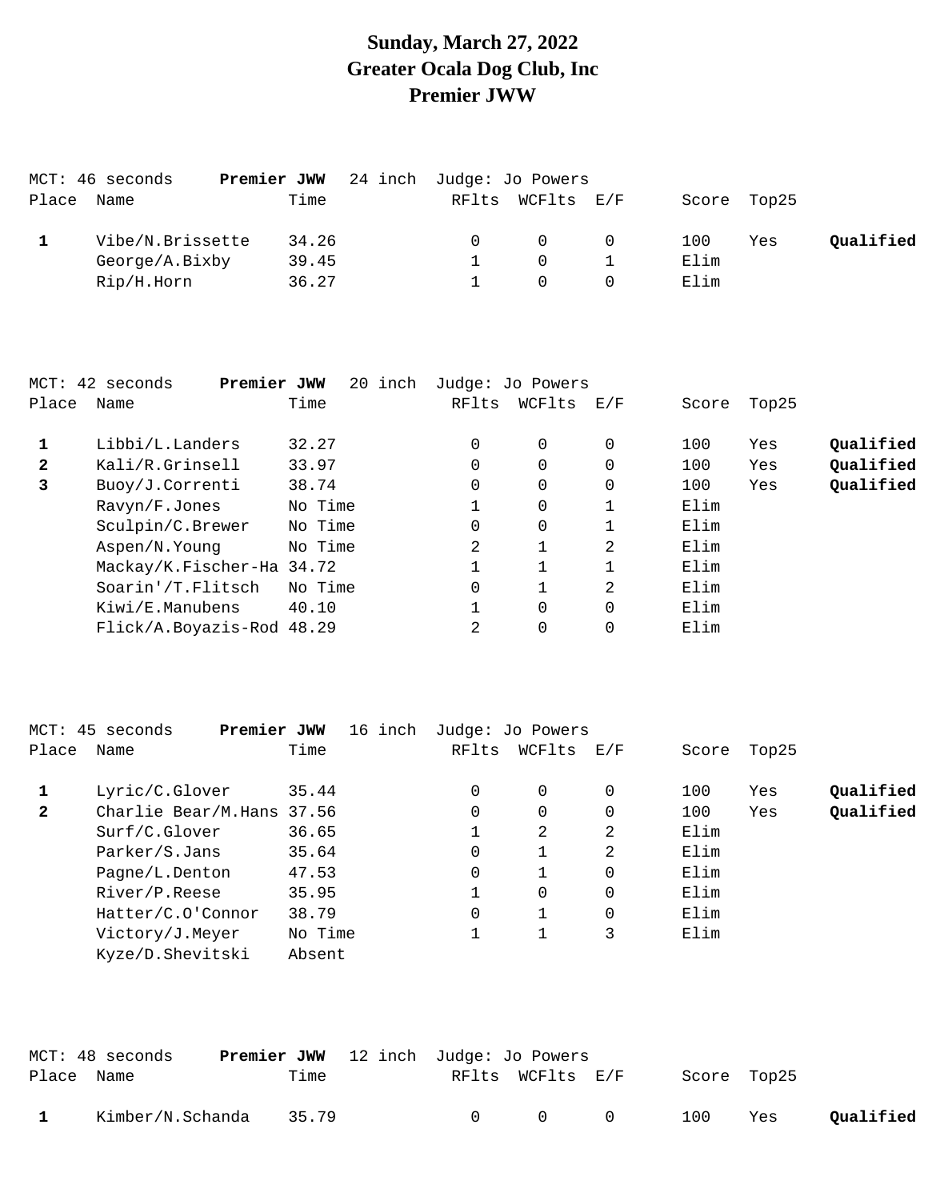# Sunday, March 27, 2022
# Greater Ocala Dog Club, Inc
# Premier JWW

MCT: 46 seconds **Premier JWW** 24 inch Judge: Jo Powers

| Place | Name | Time | RFlts | WCFlts | E/F | Score | Top25 | |
|---|---|---|---|---|---|---|---|---|
| **1** | Vibe/N.Brissette | 34.26 | 0 | 0 | 0 | 100 | Yes | **Qualified** |
| | George/A.Bixby | 39.45 | 1 | 0 | 1 | Elim | | |
| | Rip/H.Horn | 36.27 | 1 | 0 | 0 | Elim | | |

MCT: 42 seconds **Premier JWW** 20 inch Judge: Jo Powers

| Place | Name | Time | RFlts | WCFlts | E/F | Score | Top25 | |
|---|---|---|---|---|---|---|---|---|
| **1** | Libbi/L.Landers | 32.27 | 0 | 0 | 0 | 100 | Yes | **Qualified** |
| **2** | Kali/R.Grinsell | 33.97 | 0 | 0 | 0 | 100 | Yes | **Qualified** |
| **3** | Buoy/J.Correnti | 38.74 | 0 | 0 | 0 | 100 | Yes | **Qualified** |
| | Ravyn/F.Jones | No Time | 1 | 0 | 1 | Elim | | |
| | Sculpin/C.Brewer | No Time | 0 | 0 | 1 | Elim | | |
| | Aspen/N.Young | No Time | 2 | 1 | 2 | Elim | | |
| | Mackay/K.Fischer-Ha | 34.72 | 1 | 1 | 1 | Elim | | |
| | Soarin'/T.Flitsch | No Time | 0 | 1 | 2 | Elim | | |
| | Kiwi/E.Manubens | 40.10 | 1 | 0 | 0 | Elim | | |
| | Flick/A.Boyazis-Rod | 48.29 | 2 | 0 | 0 | Elim | | |

MCT: 45 seconds **Premier JWW** 16 inch Judge: Jo Powers

| Place | Name | Time | RFlts | WCFlts | E/F | Score | Top25 | |
|---|---|---|---|---|---|---|---|---|
| **1** | Lyric/C.Glover | 35.44 | 0 | 0 | 0 | 100 | Yes | **Qualified** |
| **2** | Charlie Bear/M.Hans | 37.56 | 0 | 0 | 0 | 100 | Yes | **Qualified** |
| | Surf/C.Glover | 36.65 | 1 | 2 | 2 | Elim | | |
| | Parker/S.Jans | 35.64 | 0 | 1 | 2 | Elim | | |
| | Pagne/L.Denton | 47.53 | 0 | 1 | 0 | Elim | | |
| | River/P.Reese | 35.95 | 1 | 0 | 0 | Elim | | |
| | Hatter/C.O'Connor | 38.79 | 0 | 1 | 0 | Elim | | |
| | Victory/J.Meyer | No Time | 1 | 1 | 3 | Elim | | |
| | Kyze/D.Shevitski | Absent | | | | | | |

MCT: 48 seconds **Premier JWW** 12 inch Judge: Jo Powers

| Place | Name | Time | RFlts | WCFlts | E/F | Score | Top25 | |
|---|---|---|---|---|---|---|---|---|
| **1** | Kimber/N.Schanda | 35.79 | 0 | 0 | 0 | 100 | Yes | **Qualified** |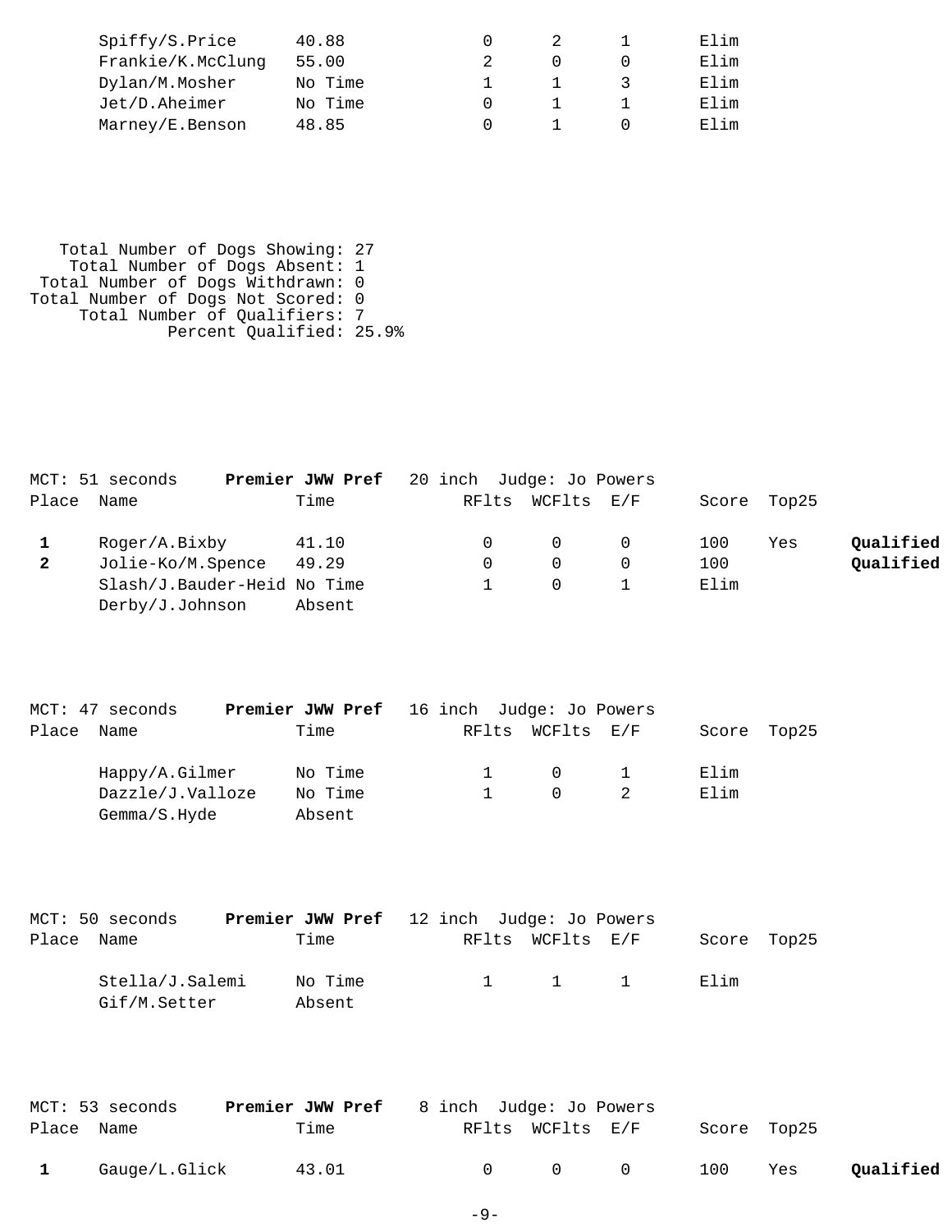| Name | Time | RFlts | WCFlts | E/F | Score |
|---|---|---|---|---|---|
| Spiffy/S.Price | 40.88 | 0 | 2 | 1 | Elim |
| Frankie/K.McClung | 55.00 | 2 | 0 | 0 | Elim |
| Dylan/M.Mosher | No Time | 1 | 1 | 3 | Elim |
| Jet/D.Aheimer | No Time | 0 | 1 | 1 | Elim |
| Marney/E.Benson | 48.85 | 0 | 1 | 0 | Elim |

Total Number of Dogs Showing: 27
Total Number of Dogs Absent: 1
Total Number of Dogs Withdrawn: 0
Total Number of Dogs Not Scored: 0
Total Number of Qualifiers: 7
Percent Qualified: 25.9%

MCT: 51 seconds **Premier JWW Pref** 20 inch Judge: Jo Powers

| Place | Name | Time | RFlts | WCFlts | E/F | Score | Top25 | |
|---|---|---|---|---|---|---|---|---|
| **1** | Roger/A.Bixby | 41.10 | 0 | 0 | 0 | 100 | Yes | **Qualified** |
| **2** | Jolie-Ko/M.Spence | 49.29 | 0 | 0 | 0 | 100 | | **Qualified** |
| | Slash/J.Bauder-Heid | No Time | 1 | 0 | 1 | Elim | | |
| | Derby/J.Johnson | Absent | | | | | | |

MCT: 47 seconds **Premier JWW Pref** 16 inch Judge: Jo Powers

| Place | Name | Time | RFlts | WCFlts | E/F | Score | Top25 |
|---|---|---|---|---|---|---|---|
| | Happy/A.Gilmer | No Time | 1 | 0 | 1 | Elim | |
| | Dazzle/J.Valloze | No Time | 1 | 0 | 2 | Elim | |
| | Gemma/S.Hyde | Absent | | | | | |

MCT: 50 seconds **Premier JWW Pref** 12 inch Judge: Jo Powers

| Place | Name | Time | RFlts | WCFlts | E/F | Score | Top25 |
|---|---|---|---|---|---|---|---|
| | Stella/J.Salemi | No Time | 1 | 1 | 1 | Elim | |
| | Gif/M.Setter | Absent | | | | | |

MCT: 53 seconds **Premier JWW Pref** 8 inch Judge: Jo Powers

| Place | Name | Time | RFlts | WCFlts | E/F | Score | Top25 | |
|---|---|---|---|---|---|---|---|---|
| **1** | Gauge/L.Glick | 43.01 | 0 | 0 | 0 | 100 | Yes | **Qualified** |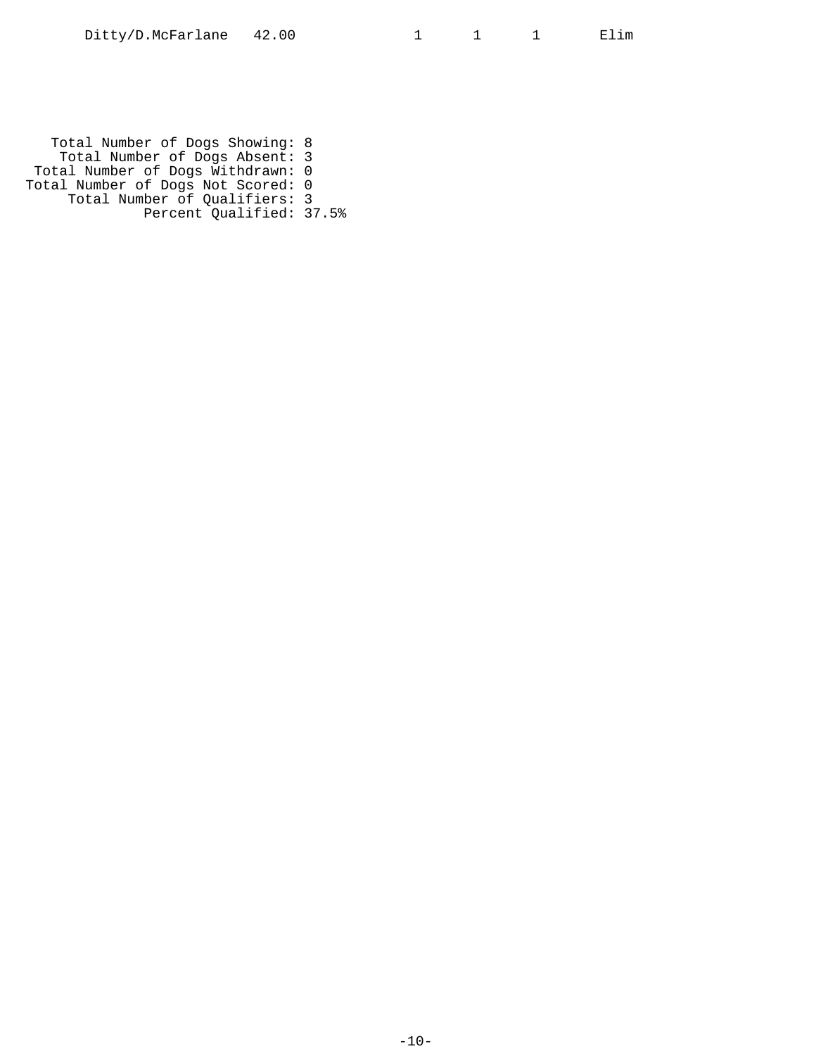| Ditty/D.McFarlane | 42.00 | | 1 | 1 | 1 | Elim |
|---|---|---|---|---|---|---|

Total Number of Dogs Showing: 8
Total Number of Dogs Absent: 3
Total Number of Dogs Withdrawn: 0
Total Number of Dogs Not Scored: 0
Total Number of Qualifiers: 3
Percent Qualified: 37.5%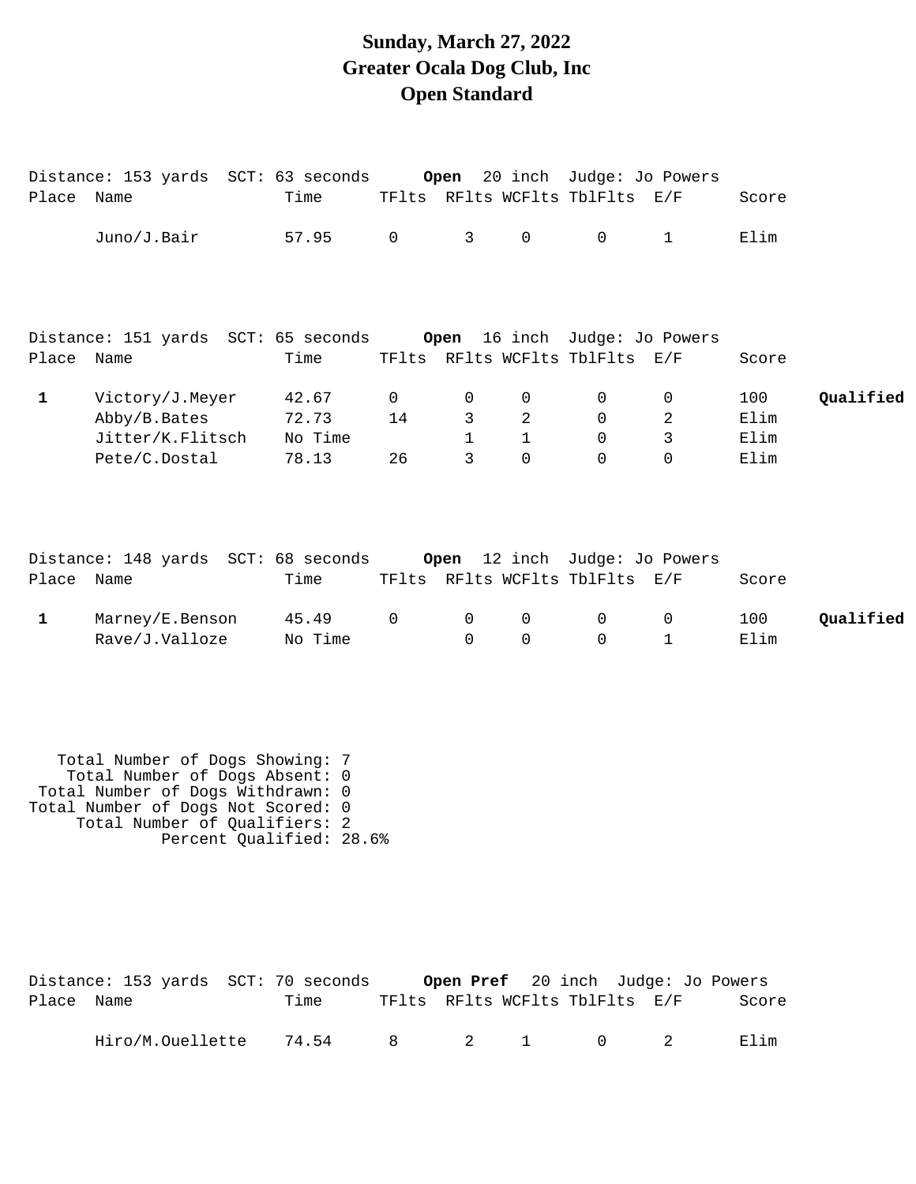# Sunday, March 27, 2022
# Greater Ocala Dog Club, Inc
# Open Standard

Distance: 153 yards SCT: 63 seconds **Open** 20 inch Judge: Jo Powers

| Place | Name | Time | TFlts | RFlts | WCFlts | TblFlts | E/F | Score | |
|---|---|---|---|---|---|---|---|---|---|
| | Juno/J.Bair | 57.95 | 0 | 3 | 0 | 0 | 1 | Elim | |

Distance: 151 yards SCT: 65 seconds **Open** 16 inch Judge: Jo Powers

| Place | Name | Time | TFlts | RFlts | WCFlts | TblFlts | E/F | Score | |
|---|---|---|---|---|---|---|---|---|---|
| 1 | Victory/J.Meyer | 42.67 | 0 | 0 | 0 | 0 | 0 | 100 | **Qualified** |
| | Abby/B.Bates | 72.73 | 14 | 3 | 2 | 0 | 2 | Elim | |
| | Jitter/K.Flitsch | No Time | | 1 | 1 | 0 | 3 | Elim | |
| | Pete/C.Dostal | 78.13 | 26 | 3 | 0 | 0 | 0 | Elim | |

Distance: 148 yards SCT: 68 seconds **Open** 12 inch Judge: Jo Powers

| Place | Name | Time | TFlts | RFlts | WCFlts | TblFlts | E/F | Score | |
|---|---|---|---|---|---|---|---|---|---|
| 1 | Marney/E.Benson | 45.49 | 0 | 0 | 0 | 0 | 0 | 100 | **Qualified** |
| | Rave/J.Valloze | No Time | | 0 | 0 | 0 | 1 | Elim | |

Total Number of Dogs Showing: 7
Total Number of Dogs Absent: 0
Total Number of Dogs Withdrawn: 0
Total Number of Dogs Not Scored: 0
Total Number of Qualifiers: 2
Percent Qualified: 28.6%

Distance: 153 yards SCT: 70 seconds **Open Pref** 20 inch Judge: Jo Powers

| Place | Name | Time | TFlts | RFlts | WCFlts | TblFlts | E/F | Score |
|---|---|---|---|---|---|---|---|---|
| | Hiro/M.Ouellette | 74.54 | 8 | 2 | 1 | 0 | 2 | Elim |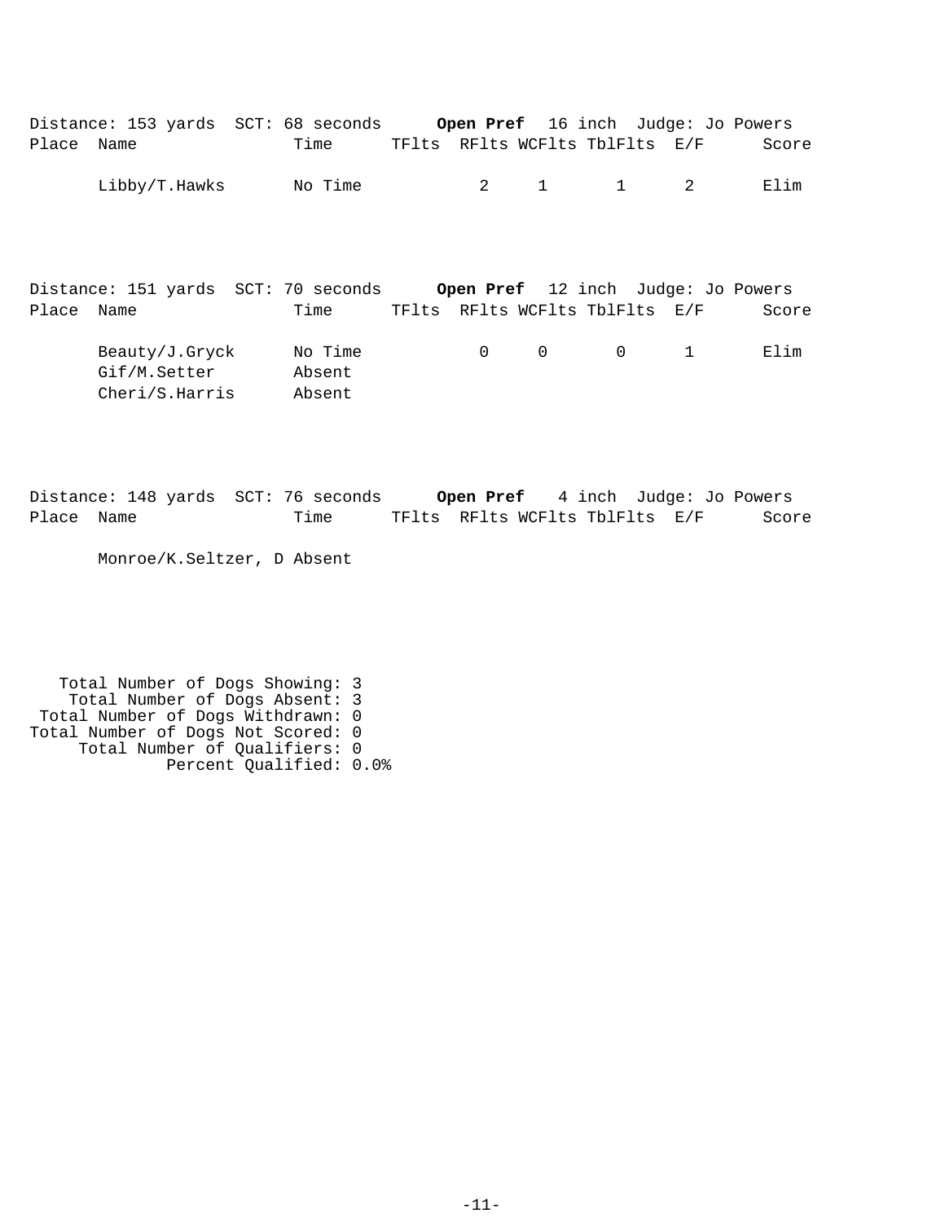Distance: 153 yards SCT: 68 seconds **Open Pref** 16 inch Judge: Jo Powers

| Place | Name | Time | TFlts | RFlts | WCFlts | TblFlts | E/F | Score |
|---|---|---|---|---|---|---|---|---|
| | Libby/T.Hawks | No Time | | 2 | 1 | 1 | 2 | Elim |

Distance: 151 yards SCT: 70 seconds **Open Pref** 12 inch Judge: Jo Powers

| Place | Name | Time | TFlts | RFlts | WCFlts | TblFlts | E/F | Score |
|---|---|---|---|---|---|---|---|---|
| | Beauty/J.Gryck | No Time | | 0 | 0 | 0 | 1 | Elim |
| | Gif/M.Setter | Absent | | | | | | |
| | Cheri/S.Harris | Absent | | | | | | |

Distance: 148 yards SCT: 76 seconds **Open Pref** 4 inch Judge: Jo Powers

| Place | Name | Time | TFlts | RFlts | WCFlts | TblFlts | E/F | Score |
|---|---|---|---|---|---|---|---|---|
| | Monroe/K.Seltzer, D | Absent | | | | | | |

Total Number of Dogs Showing: 3
Total Number of Dogs Absent: 3
Total Number of Dogs Withdrawn: 0
Total Number of Dogs Not Scored: 0
Total Number of Qualifiers: 0
Percent Qualified: 0.0%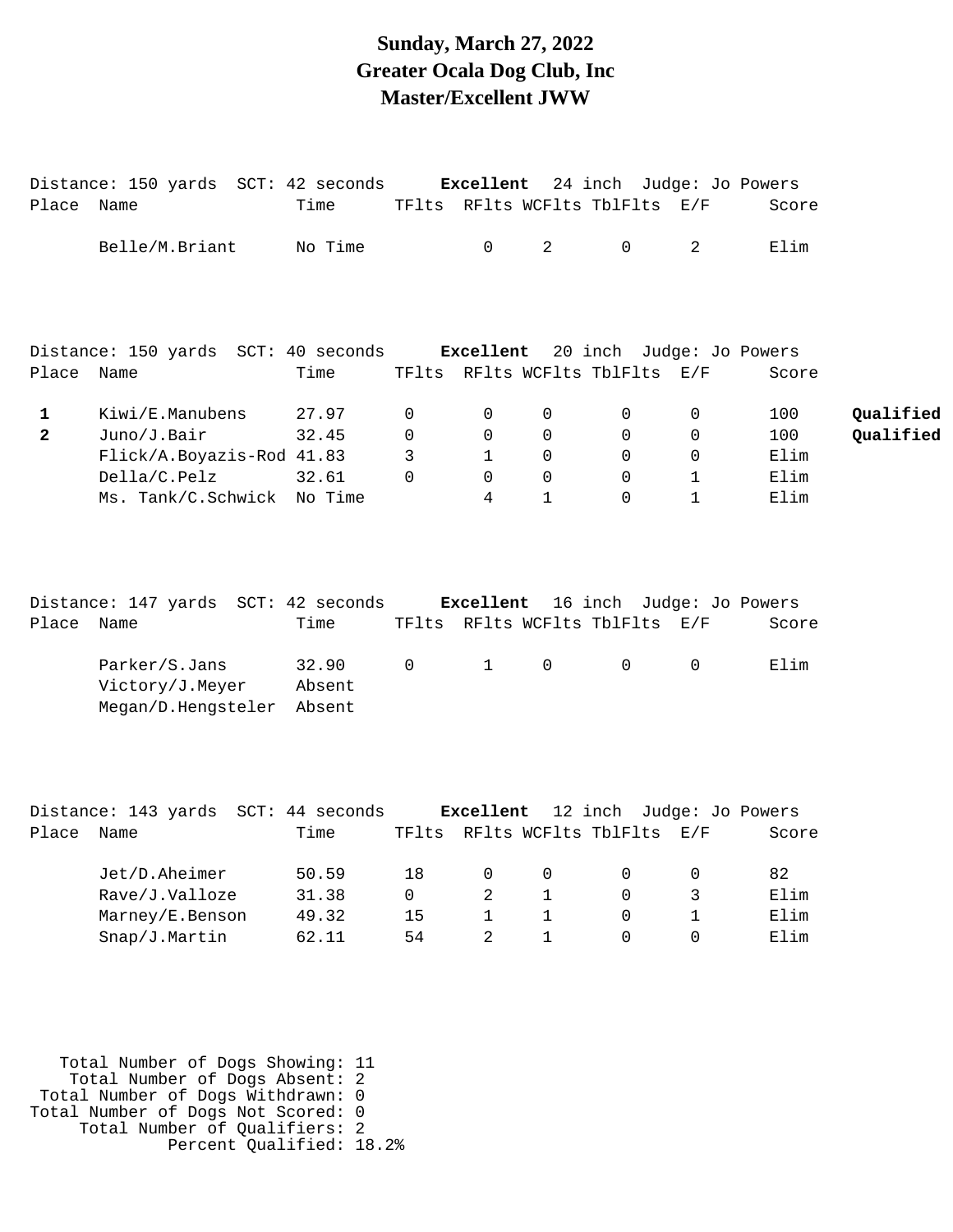# Sunday, March 27, 2022
# Greater Ocala Dog Club, Inc
# Master/Excellent JWW

Distance: 150 yards SCT: 42 seconds **Excellent** 24 inch Judge: Jo Powers

| Place | Name | Time | TFlts | RFlts | WCFlts | TblFlts | E/F | Score | |
|---|---|---|---|---|---|---|---|---|---|
| | Belle/M.Briant | No Time | | 0 | 2 | 0 | 2 | Elim | |

Distance: 150 yards SCT: 40 seconds **Excellent** 20 inch Judge: Jo Powers

| Place | Name | Time | TFlts | RFlts | WCFlts | TblFlts | E/F | Score | |
|---|---|---|---|---|---|---|---|---|---|
| **1** | Kiwi/E.Manubens | 27.97 | 0 | 0 | 0 | 0 | 0 | 100 | **Qualified** |
| **2** | Juno/J.Bair | 32.45 | 0 | 0 | 0 | 0 | 0 | 100 | **Qualified** |
| | Flick/A.Boyazis-Rod | 41.83 | 3 | 1 | 0 | 0 | 0 | Elim | |
| | Della/C.Pelz | 32.61 | 0 | 0 | 0 | 0 | 1 | Elim | |
| | Ms. Tank/C.Schwick | No Time | | 4 | 1 | 0 | 1 | Elim | |

Distance: 147 yards SCT: 42 seconds **Excellent** 16 inch Judge: Jo Powers

| Place | Name | Time | TFlts | RFlts | WCFlts | TblFlts | E/F | Score | |
|---|---|---|---|---|---|---|---|---|---|
| | Parker/S.Jans | 32.90 | 0 | 1 | 0 | 0 | 0 | Elim | |
| | Victory/J.Meyer | Absent | | | | | | | |
| | Megan/D.Hengsteler | Absent | | | | | | | |

Distance: 143 yards SCT: 44 seconds **Excellent** 12 inch Judge: Jo Powers

| Place | Name | Time | TFlts | RFlts | WCFlts | TblFlts | E/F | Score | |
|---|---|---|---|---|---|---|---|---|---|
| | Jet/D.Aheimer | 50.59 | 18 | 0 | 0 | 0 | 0 | 82 | |
| | Rave/J.Valloze | 31.38 | 0 | 2 | 1 | 0 | 3 | Elim | |
| | Marney/E.Benson | 49.32 | 15 | 1 | 1 | 0 | 1 | Elim | |
| | Snap/J.Martin | 62.11 | 54 | 2 | 1 | 0 | 0 | Elim | |

Total Number of Dogs Showing: 11
Total Number of Dogs Absent: 2
Total Number of Dogs Withdrawn: 0
Total Number of Dogs Not Scored: 0
Total Number of Qualifiers: 2
Percent Qualified: 18.2%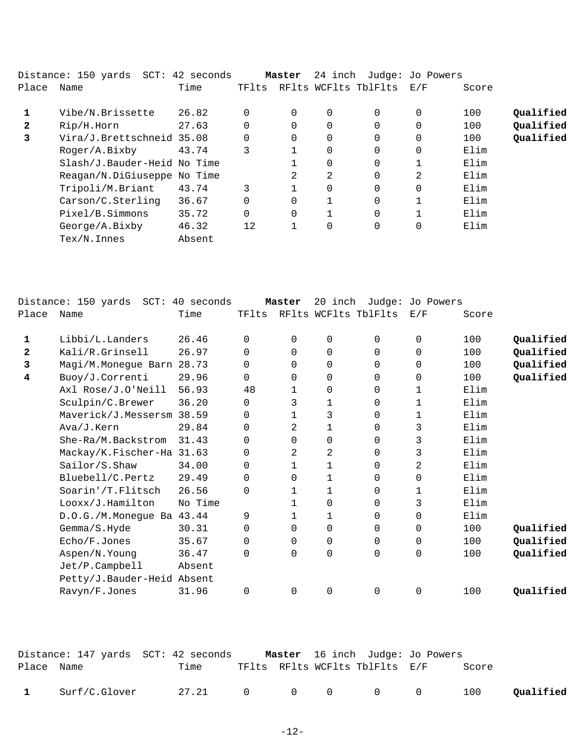Distance: 150 yards SCT: 42 seconds **Master** 24 inch Judge: Jo Powers

| Place | Name | Time | TFlts | RFlts | WCFlts | TblFlts | E/F | Score | |
|---|---|---|---|---|---|---|---|---|---|
| **1** | Vibe/N.Brissette | 26.82 | 0 | 0 | 0 | 0 | 0 | 100 | **Qualified** |
| **2** | Rip/H.Horn | 27.63 | 0 | 0 | 0 | 0 | 0 | 100 | **Qualified** |
| **3** | Vira/J.Brettschneid | 35.08 | 0 | 0 | 0 | 0 | 0 | 100 | **Qualified** |
| | Roger/A.Bixby | 43.74 | 3 | 1 | 0 | 0 | 0 | Elim | |
| | Slash/J.Bauder-Heid | No Time | | 1 | 0 | 0 | 1 | Elim | |
| | Reagan/N.DiGiuseppe | No Time | | 2 | 2 | 0 | 2 | Elim | |
| | Tripoli/M.Briant | 43.74 | 3 | 1 | 0 | 0 | 0 | Elim | |
| | Carson/C.Sterling | 36.67 | 0 | 0 | 1 | 0 | 1 | Elim | |
| | Pixel/B.Simmons | 35.72 | 0 | 0 | 1 | 0 | 1 | Elim | |
| | George/A.Bixby | 46.32 | 12 | 1 | 0 | 0 | 0 | Elim | |
| | Tex/N.Innes | Absent | | | | | | | |

Distance: 150 yards SCT: 40 seconds **Master** 20 inch Judge: Jo Powers

| Place | Name | Time | TFlts | RFlts | WCFlts | TblFlts | E/F | Score | |
|---|---|---|---|---|---|---|---|---|---|
| **1** | Libbi/L.Landers | 26.46 | 0 | 0 | 0 | 0 | 0 | 100 | **Qualified** |
| **2** | Kali/R.Grinsell | 26.97 | 0 | 0 | 0 | 0 | 0 | 100 | **Qualified** |
| **3** | Magi/M.Monegue Barn | 28.73 | 0 | 0 | 0 | 0 | 0 | 100 | **Qualified** |
| **4** | Buoy/J.Correnti | 29.96 | 0 | 0 | 0 | 0 | 0 | 100 | **Qualified** |
| | Axl Rose/J.O'Neill | 56.93 | 48 | 1 | 0 | 0 | 1 | Elim | |
| | Sculpin/C.Brewer | 36.20 | 0 | 3 | 1 | 0 | 1 | Elim | |
| | Maverick/J.Messersm | 38.59 | 0 | 1 | 3 | 0 | 1 | Elim | |
| | Ava/J.Kern | 29.84 | 0 | 2 | 1 | 0 | 3 | Elim | |
| | She-Ra/M.Backstrom | 31.43 | 0 | 0 | 0 | 0 | 3 | Elim | |
| | Mackay/K.Fischer-Ha | 31.63 | 0 | 2 | 2 | 0 | 3 | Elim | |
| | Sailor/S.Shaw | 34.00 | 0 | 1 | 1 | 0 | 2 | Elim | |
| | Bluebell/C.Pertz | 29.49 | 0 | 0 | 1 | 0 | 0 | Elim | |
| | Soarin'/T.Flitsch | 26.56 | 0 | 1 | 1 | 0 | 1 | Elim | |
| | Looxx/J.Hamilton | No Time | | 1 | 0 | 0 | 3 | Elim | |
| | D.O.G./M.Monegue Ba | 43.44 | 9 | 1 | 1 | 0 | 0 | Elim | |
| | Gemma/S.Hyde | 30.31 | 0 | 0 | 0 | 0 | 0 | 100 | **Qualified** |
| | Echo/F.Jones | 35.67 | 0 | 0 | 0 | 0 | 0 | 100 | **Qualified** |
| | Aspen/N.Young | 36.47 | 0 | 0 | 0 | 0 | 0 | 100 | **Qualified** |
| | Jet/P.Campbell | Absent | | | | | | | |
| | Petty/J.Bauder-Heid | Absent | | | | | | | |
| | Ravyn/F.Jones | 31.96 | 0 | 0 | 0 | 0 | 0 | 100 | **Qualified** |

Distance: 147 yards SCT: 42 seconds **Master** 16 inch Judge: Jo Powers

| Place | Name | Time | TFlts | RFlts | WCFlts | TblFlts | E/F | Score | |
|---|---|---|---|---|---|---|---|---|---|
| **1** | Surf/C.Glover | 27.21 | 0 | 0 | 0 | 0 | 0 | 100 | **Qualified** |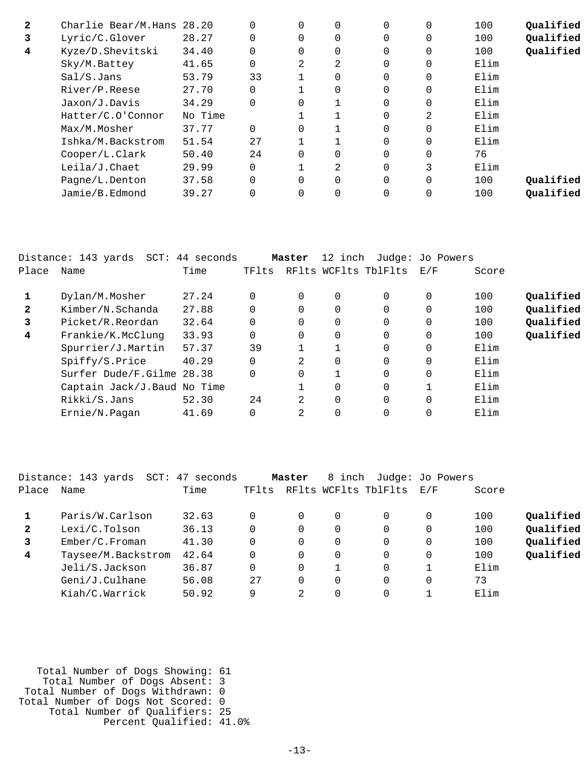| Place | Name | Time | TFlts | RFlts | WCFlts | TblFlts | E/F | Score | |
|---|---|---|---|---|---|---|---|---|---|
| **2** | Charlie Bear/M.Hans | 28.20 | 0 | 0 | 0 | 0 | 0 | 100 | **Qualified** |
| **3** | Lyric/C.Glover | 28.27 | 0 | 0 | 0 | 0 | 0 | 100 | **Qualified** |
| **4** | Kyze/D.Shevitski | 34.40 | 0 | 0 | 0 | 0 | 0 | 100 | **Qualified** |
| | Sky/M.Battey | 41.65 | 0 | 2 | 2 | 0 | 0 | Elim | |
| | Sal/S.Jans | 53.79 | 33 | 1 | 0 | 0 | 0 | Elim | |
| | River/P.Reese | 27.70 | 0 | 1 | 0 | 0 | 0 | Elim | |
| | Jaxon/J.Davis | 34.29 | 0 | 0 | 1 | 0 | 0 | Elim | |
| | Hatter/C.O'Connor | No Time | | 1 | 1 | 0 | 2 | Elim | |
| | Max/M.Mosher | 37.77 | 0 | 0 | 1 | 0 | 0 | Elim | |
| | Ishka/M.Backstrom | 51.54 | 27 | 1 | 1 | 0 | 0 | Elim | |
| | Cooper/L.Clark | 50.40 | 24 | 0 | 0 | 0 | 0 | 76 | |
| | Leila/J.Chaet | 29.99 | 0 | 1 | 2 | 0 | 3 | Elim | |
| | Pagne/L.Denton | 37.58 | 0 | 0 | 0 | 0 | 0 | 100 | **Qualified** |
| | Jamie/B.Edmond | 39.27 | 0 | 0 | 0 | 0 | 0 | 100 | **Qualified** |

Distance: 143 yards SCT: 44 seconds **Master** 12 inch Judge: Jo Powers

| Place | Name | Time | TFlts | RFlts | WCFlts | TblFlts | E/F | Score | |
|---|---|---|---|---|---|---|---|---|---|
| **1** | Dylan/M.Mosher | 27.24 | 0 | 0 | 0 | 0 | 0 | 100 | **Qualified** |
| **2** | Kimber/N.Schanda | 27.88 | 0 | 0 | 0 | 0 | 0 | 100 | **Qualified** |
| **3** | Picket/R.Reordan | 32.64 | 0 | 0 | 0 | 0 | 0 | 100 | **Qualified** |
| **4** | Frankie/K.McClung | 33.93 | 0 | 0 | 0 | 0 | 0 | 100 | **Qualified** |
| | Spurrier/J.Martin | 57.37 | 39 | 1 | 1 | 0 | 0 | Elim | |
| | Spiffy/S.Price | 40.29 | 0 | 2 | 0 | 0 | 0 | Elim | |
| | Surfer Dude/F.Gilme | 28.38 | 0 | 0 | 1 | 0 | 0 | Elim | |
| | Captain Jack/J.Baud | No Time | | 1 | 0 | 0 | 1 | Elim | |
| | Rikki/S.Jans | 52.30 | 24 | 2 | 0 | 0 | 0 | Elim | |
| | Ernie/N.Pagan | 41.69 | 0 | 2 | 0 | 0 | 0 | Elim | |

Distance: 143 yards SCT: 47 seconds **Master** 8 inch Judge: Jo Powers

| Place | Name | Time | TFlts | RFlts | WCFlts | TblFlts | E/F | Score | |
|---|---|---|---|---|---|---|---|---|---|
| **1** | Paris/W.Carlson | 32.63 | 0 | 0 | 0 | 0 | 0 | 100 | **Qualified** |
| **2** | Lexi/C.Tolson | 36.13 | 0 | 0 | 0 | 0 | 0 | 100 | **Qualified** |
| **3** | Ember/C.Froman | 41.30 | 0 | 0 | 0 | 0 | 0 | 100 | **Qualified** |
| **4** | Taysee/M.Backstrom | 42.64 | 0 | 0 | 0 | 0 | 0 | 100 | **Qualified** |
| | Jeli/S.Jackson | 36.87 | 0 | 0 | 1 | 0 | 1 | Elim | |
| | Geni/J.Culhane | 56.08 | 27 | 0 | 0 | 0 | 0 | 73 | |
| | Kiah/C.Warrick | 50.92 | 9 | 2 | 0 | 0 | 1 | Elim | |

Total Number of Dogs Showing: 61
Total Number of Dogs Absent: 3
Total Number of Dogs Withdrawn: 0
Total Number of Dogs Not Scored: 0
Total Number of Qualifiers: 25
Percent Qualified: 41.0%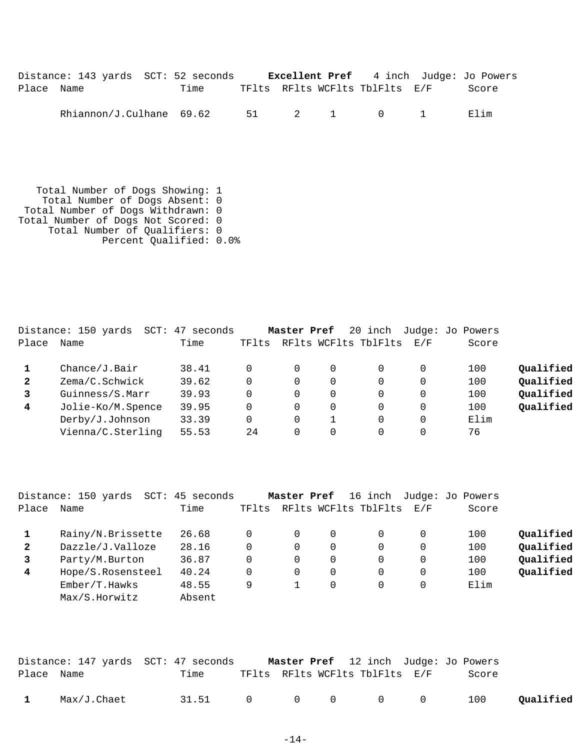Distance: 143 yards SCT: 52 seconds **Excellent Pref** 4 inch Judge: Jo Powers

| Place | Name | Time | TFlts | RFlts | WCFlts | TblFlts | E/F | Score | |
|---|---|---|---|---|---|---|---|---|---|
| | Rhiannon/J.Culhane | 69.62 | 51 | 2 | 1 | 0 | 1 | Elim | |

Total Number of Dogs Showing: 1
Total Number of Dogs Absent: 0
Total Number of Dogs Withdrawn: 0
Total Number of Dogs Not Scored: 0
Total Number of Qualifiers: 0
Percent Qualified: 0.0%

Distance: 150 yards SCT: 47 seconds **Master Pref** 20 inch Judge: Jo Powers

| Place | Name | Time | TFlts | RFlts | WCFlts | TblFlts | E/F | Score | |
|---|---|---|---|---|---|---|---|---|---|
| **1** | Chance/J.Bair | 38.41 | 0 | 0 | 0 | 0 | 0 | 100 | **Qualified** |
| **2** | Zema/C.Schwick | 39.62 | 0 | 0 | 0 | 0 | 0 | 100 | **Qualified** |
| **3** | Guinness/S.Marr | 39.93 | 0 | 0 | 0 | 0 | 0 | 100 | **Qualified** |
| **4** | Jolie-Ko/M.Spence | 39.95 | 0 | 0 | 0 | 0 | 0 | 100 | **Qualified** |
| | Derby/J.Johnson | 33.39 | 0 | 0 | 1 | 0 | 0 | Elim | |
| | Vienna/C.Sterling | 55.53 | 24 | 0 | 0 | 0 | 0 | 76 | |

Distance: 150 yards SCT: 45 seconds **Master Pref** 16 inch Judge: Jo Powers

| Place | Name | Time | TFlts | RFlts | WCFlts | TblFlts | E/F | Score | |
|---|---|---|---|---|---|---|---|---|---|
| **1** | Rainy/N.Brissette | 26.68 | 0 | 0 | 0 | 0 | 0 | 100 | **Qualified** |
| **2** | Dazzle/J.Valloze | 28.16 | 0 | 0 | 0 | 0 | 0 | 100 | **Qualified** |
| **3** | Party/M.Burton | 36.87 | 0 | 0 | 0 | 0 | 0 | 100 | **Qualified** |
| **4** | Hope/S.Rosensteel | 40.24 | 0 | 0 | 0 | 0 | 0 | 100 | **Qualified** |
| | Ember/T.Hawks | 48.55 | 9 | 1 | 0 | 0 | 0 | Elim | |
| | Max/S.Horwitz | Absent | | | | | | | |

Distance: 147 yards SCT: 47 seconds **Master Pref** 12 inch Judge: Jo Powers

| Place | Name | Time | TFlts | RFlts | WCFlts | TblFlts | E/F | Score | |
|---|---|---|---|---|---|---|---|---|---|
| **1** | Max/J.Chaet | 31.51 | 0 | 0 | 0 | 0 | 0 | 100 | **Qualified** |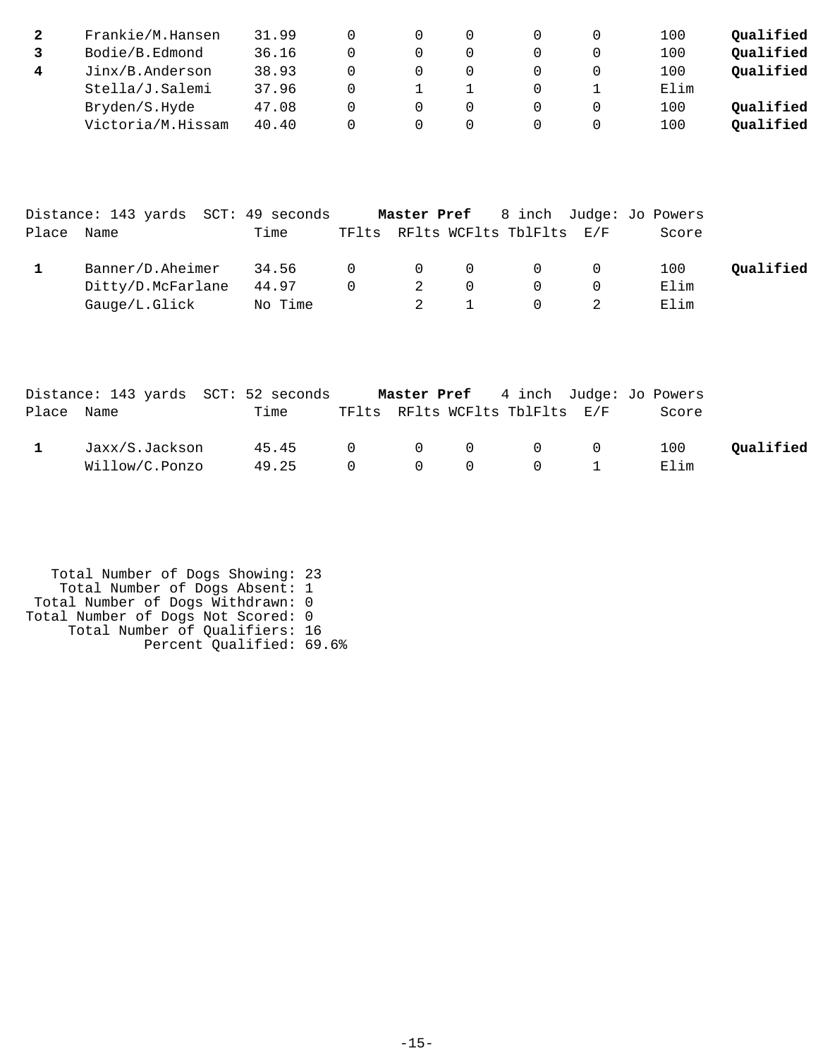| Place | Name | Time | TFlts | RFlts | WCFlts | TblFlts | E/F | Score | |
|---|---|---|---|---|---|---|---|---|---|
| **2** | Frankie/M.Hansen | 31.99 | 0 | 0 | 0 | 0 | 0 | 100 | **Qualified** |
| **3** | Bodie/B.Edmond | 36.16 | 0 | 0 | 0 | 0 | 0 | 100 | **Qualified** |
| **4** | Jinx/B.Anderson | 38.93 | 0 | 0 | 0 | 0 | 0 | 100 | **Qualified** |
| | Stella/J.Salemi | 37.96 | 0 | 1 | 1 | 0 | 1 | Elim | |
| | Bryden/S.Hyde | 47.08 | 0 | 0 | 0 | 0 | 0 | 100 | **Qualified** |
| | Victoria/M.Hissam | 40.40 | 0 | 0 | 0 | 0 | 0 | 100 | **Qualified** |

Distance: 143 yards SCT: 49 seconds **Master Pref** 8 inch Judge: Jo Powers

| Place | Name | Time | TFlts | RFlts | WCFlts | TblFlts | E/F | Score | |
|---|---|---|---|---|---|---|---|---|---|
| **1** | Banner/D.Aheimer | 34.56 | 0 | 0 | 0 | 0 | 0 | 100 | **Qualified** |
| | Ditty/D.McFarlane | 44.97 | 0 | 2 | 0 | 0 | 0 | Elim | |
| | Gauge/L.Glick | No Time | | 2 | 1 | 0 | 2 | Elim | |

Distance: 143 yards SCT: 52 seconds **Master Pref** 4 inch Judge: Jo Powers

| Place | Name | Time | TFlts | RFlts | WCFlts | TblFlts | E/F | Score | |
|---|---|---|---|---|---|---|---|---|---|
| **1** | Jaxx/S.Jackson | 45.45 | 0 | 0 | 0 | 0 | 0 | 100 | **Qualified** |
| | Willow/C.Ponzo | 49.25 | 0 | 0 | 0 | 0 | 1 | Elim | |

Total Number of Dogs Showing: 23
Total Number of Dogs Absent: 1
Total Number of Dogs Withdrawn: 0
Total Number of Dogs Not Scored: 0
Total Number of Qualifiers: 16
Percent Qualified: 69.6%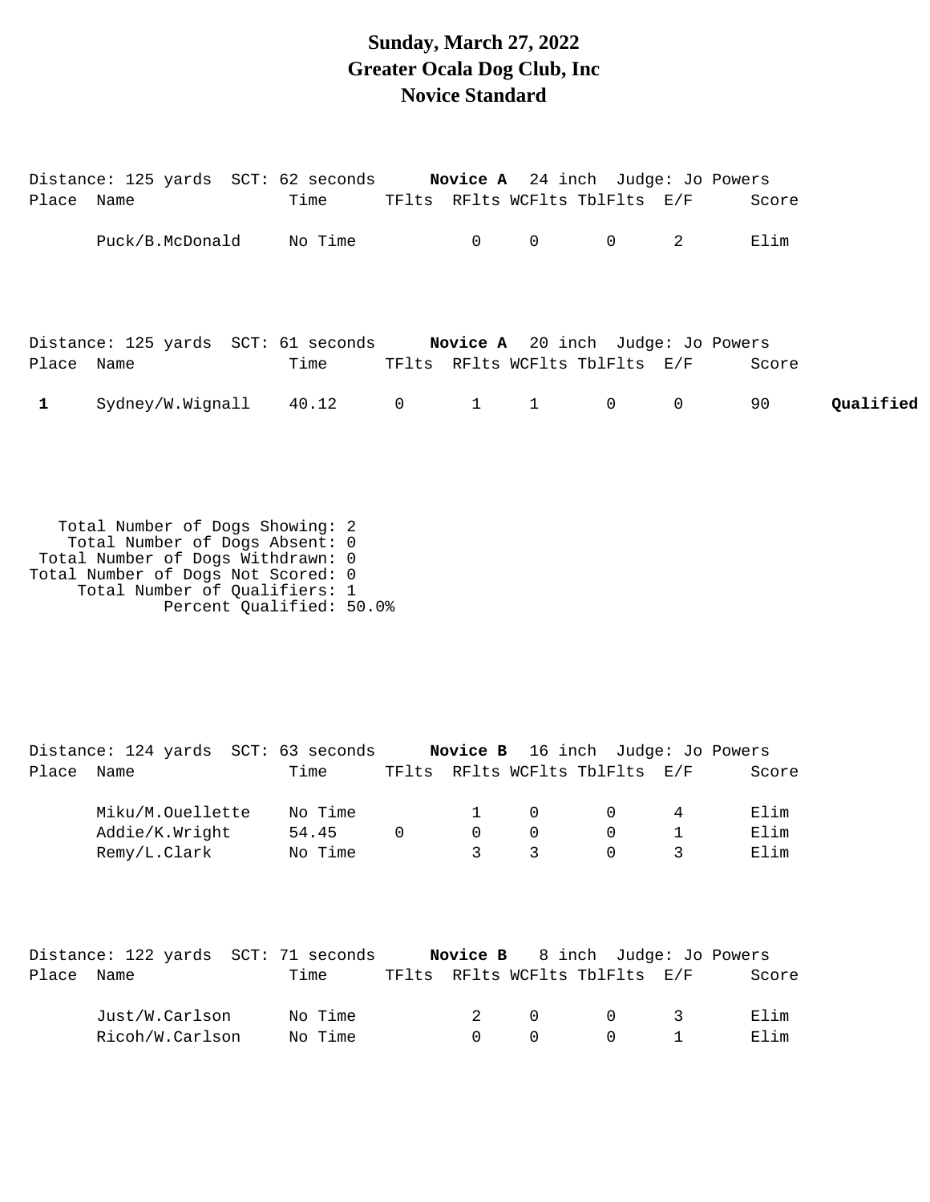# Sunday, March 27, 2022
# Greater Ocala Dog Club, Inc
# Novice Standard

Distance: 125 yards  SCT: 62 seconds  **Novice A**  24 inch  Judge: Jo Powers

| Place | Name | Time | TFlts | RFlts | WCFlts | TblFlts | E/F | Score | |
|---|---|---|---|---|---|---|---|---|---|
| | Puck/B.McDonald | No Time | | 0 | 0 | 0 | 2 | Elim | |

Distance: 125 yards  SCT: 61 seconds  **Novice A**  20 inch  Judge: Jo Powers

| Place | Name | Time | TFlts | RFlts | WCFlts | TblFlts | E/F | Score | |
|---|---|---|---|---|---|---|---|---|---|
| **1** | Sydney/W.Wignall | 40.12 | 0 | 1 | 1 | 0 | 0 | 90 | **Qualified** |

Total Number of Dogs Showing: 2
Total Number of Dogs Absent: 0
Total Number of Dogs Withdrawn: 0
Total Number of Dogs Not Scored: 0
Total Number of Qualifiers: 1
Percent Qualified: 50.0%

Distance: 124 yards  SCT: 63 seconds  **Novice B**  16 inch  Judge: Jo Powers

| Place | Name | Time | TFlts | RFlts | WCFlts | TblFlts | E/F | Score |
|---|---|---|---|---|---|---|---|---|
| | Miku/M.Ouellette | No Time | | 1 | 0 | 0 | 4 | Elim |
| | Addie/K.Wright | 54.45 | 0 | 0 | 0 | 0 | 1 | Elim |
| | Remy/L.Clark | No Time | | 3 | 3 | 0 | 3 | Elim |

Distance: 122 yards  SCT: 71 seconds  **Novice B**  8 inch  Judge: Jo Powers

| Place | Name | Time | TFlts | RFlts | WCFlts | TblFlts | E/F | Score |
|---|---|---|---|---|---|---|---|---|
| | Just/W.Carlson | No Time | | 2 | 0 | 0 | 3 | Elim |
| | Ricoh/W.Carlson | No Time | | 0 | 0 | 0 | 1 | Elim |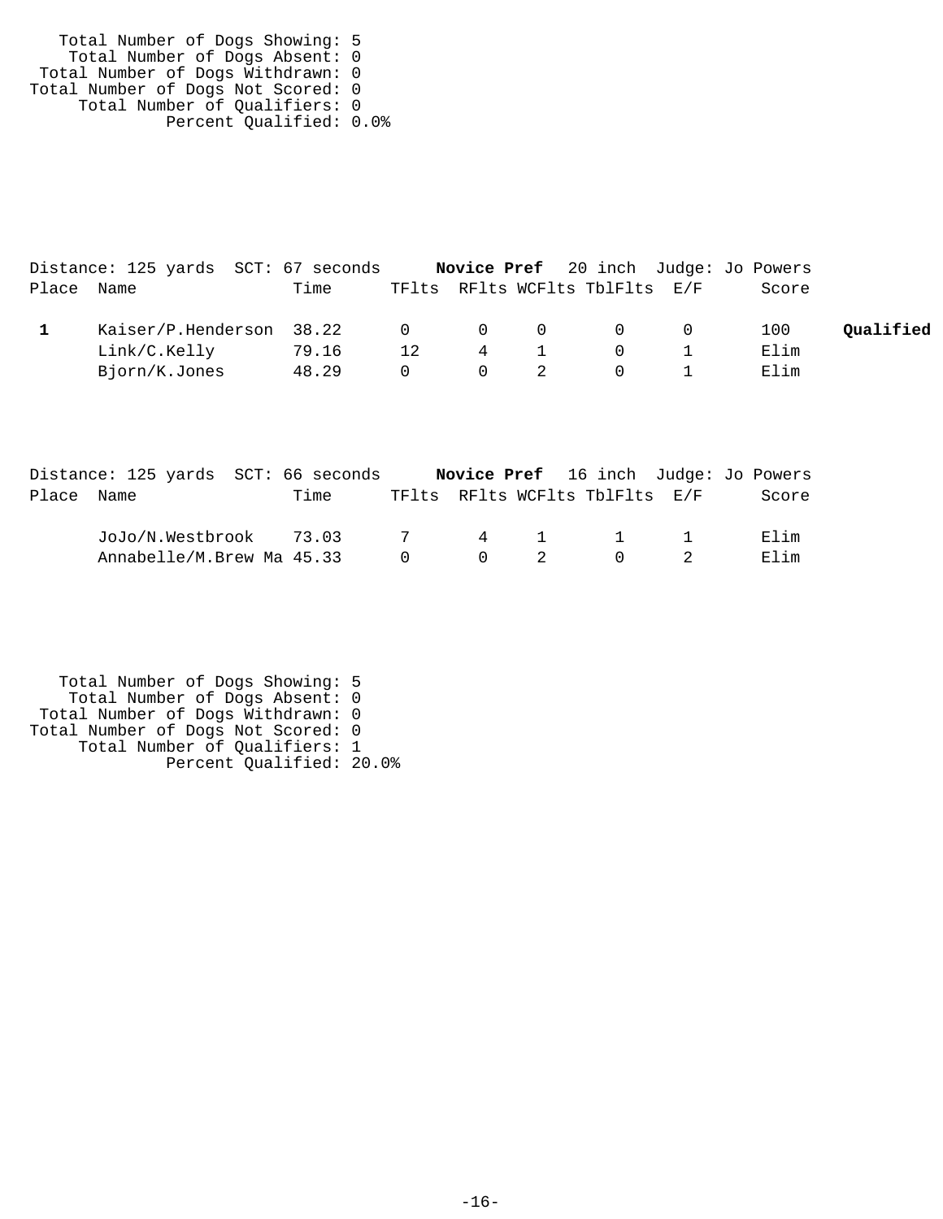Total Number of Dogs Showing: 5
Total Number of Dogs Absent: 0
Total Number of Dogs Withdrawn: 0
Total Number of Dogs Not Scored: 0
Total Number of Qualifiers: 0
Percent Qualified: 0.0%

Distance: 125 yards SCT: 67 seconds **Novice Pref** 20 inch Judge: Jo Powers

| Place | Name | Time | TFlts | RFlts | WCFlts | TblFlts | E/F | Score | |
|---|---|---|---|---|---|---|---|---|---|
| **1** | Kaiser/P.Henderson | 38.22 | 0 | 0 | 0 | 0 | 0 | 100 | **Qualified** |
| | Link/C.Kelly | 79.16 | 12 | 4 | 1 | 0 | 1 | Elim | |
| | Bjorn/K.Jones | 48.29 | 0 | 0 | 2 | 0 | 1 | Elim | |

Distance: 125 yards SCT: 66 seconds **Novice Pref** 16 inch Judge: Jo Powers

| Place | Name | Time | TFlts | RFlts | WCFlts | TblFlts | E/F | Score |
|---|---|---|---|---|---|---|---|---|
| | JoJo/N.Westbrook | 73.03 | 7 | 4 | 1 | 1 | 1 | Elim |
| | Annabelle/M.Brew Ma | 45.33 | 0 | 0 | 2 | 0 | 2 | Elim |

Total Number of Dogs Showing: 5
Total Number of Dogs Absent: 0
Total Number of Dogs Withdrawn: 0
Total Number of Dogs Not Scored: 0
Total Number of Qualifiers: 1
Percent Qualified: 20.0%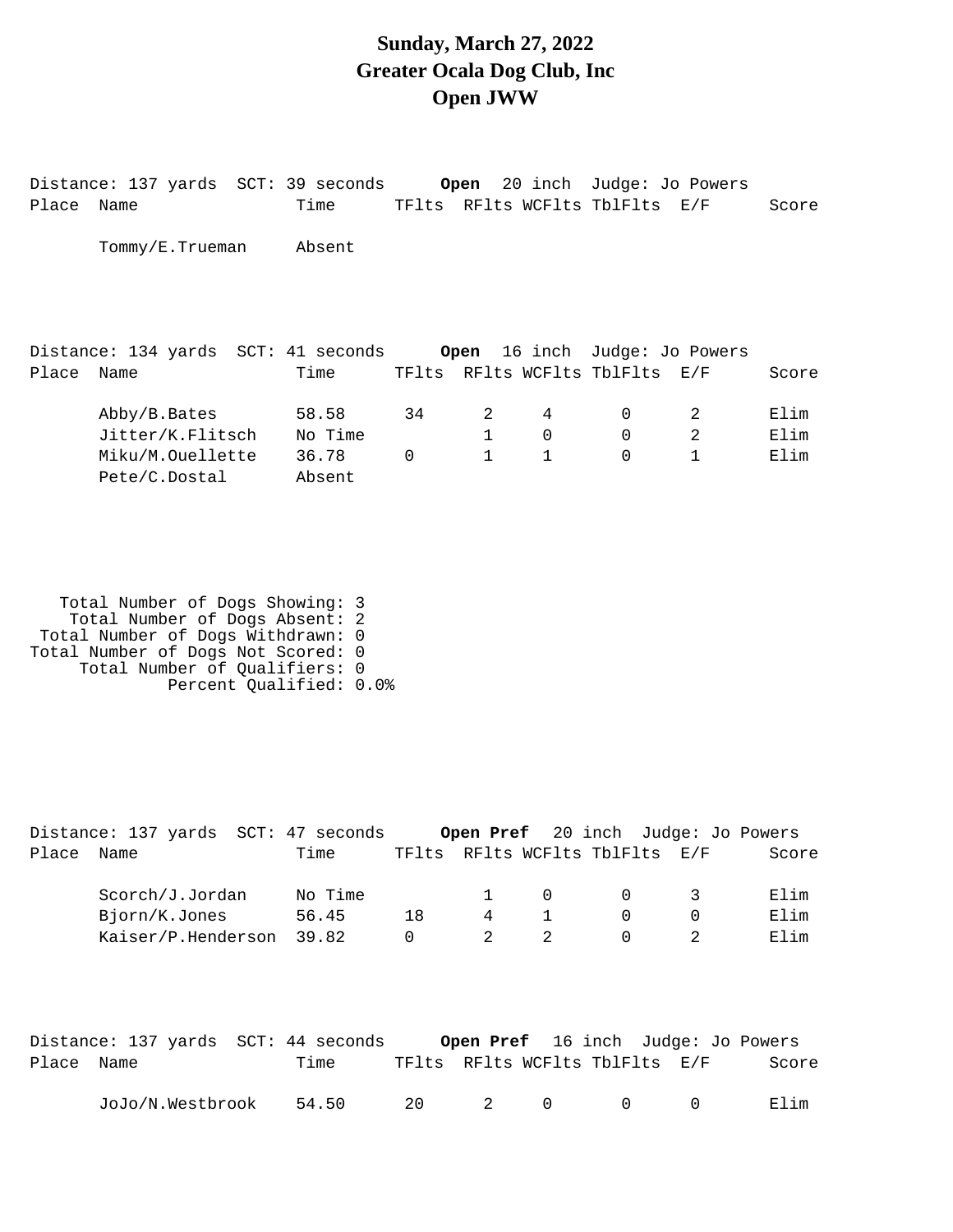# Sunday, March 27, 2022
# Greater Ocala Dog Club, Inc
# Open JWW

Distance: 137 yards SCT: 39 seconds **Open** 20 inch Judge: Jo Powers

| Place | Name | Time | TFlts | RFlts | WCFlts | TblFlts | E/F | Score |
|---|---|---|---|---|---|---|---|---|
| | Tommy/E.Trueman | Absent | | | | | | |

Distance: 134 yards SCT: 41 seconds **Open** 16 inch Judge: Jo Powers

| Place | Name | Time | TFlts | RFlts | WCFlts | TblFlts | E/F | Score |
|---|---|---|---|---|---|---|---|---|
| | Abby/B.Bates | 58.58 | 34 | 2 | 4 | 0 | 2 | Elim |
| | Jitter/K.Flitsch | No Time | | 1 | 0 | 0 | 2 | Elim |
| | Miku/M.Ouellette | 36.78 | 0 | 1 | 1 | 0 | 1 | Elim |
| | Pete/C.Dostal | Absent | | | | | | |

Total Number of Dogs Showing: 3
Total Number of Dogs Absent: 2
Total Number of Dogs Withdrawn: 0
Total Number of Dogs Not Scored: 0
Total Number of Qualifiers: 0
Percent Qualified: 0.0%

Distance: 137 yards SCT: 47 seconds **Open Pref** 20 inch Judge: Jo Powers

| Place | Name | Time | TFlts | RFlts | WCFlts | TblFlts | E/F | Score |
|---|---|---|---|---|---|---|---|---|
| | Scorch/J.Jordan | No Time | | 1 | 0 | 0 | 3 | Elim |
| | Bjorn/K.Jones | 56.45 | 18 | 4 | 1 | 0 | 0 | Elim |
| | Kaiser/P.Henderson | 39.82 | 0 | 2 | 2 | 0 | 2 | Elim |

Distance: 137 yards SCT: 44 seconds **Open Pref** 16 inch Judge: Jo Powers

| Place | Name | Time | TFlts | RFlts | WCFlts | TblFlts | E/F | Score |
|---|---|---|---|---|---|---|---|---|
| | JoJo/N.Westbrook | 54.50 | 20 | 2 | 0 | 0 | 0 | Elim |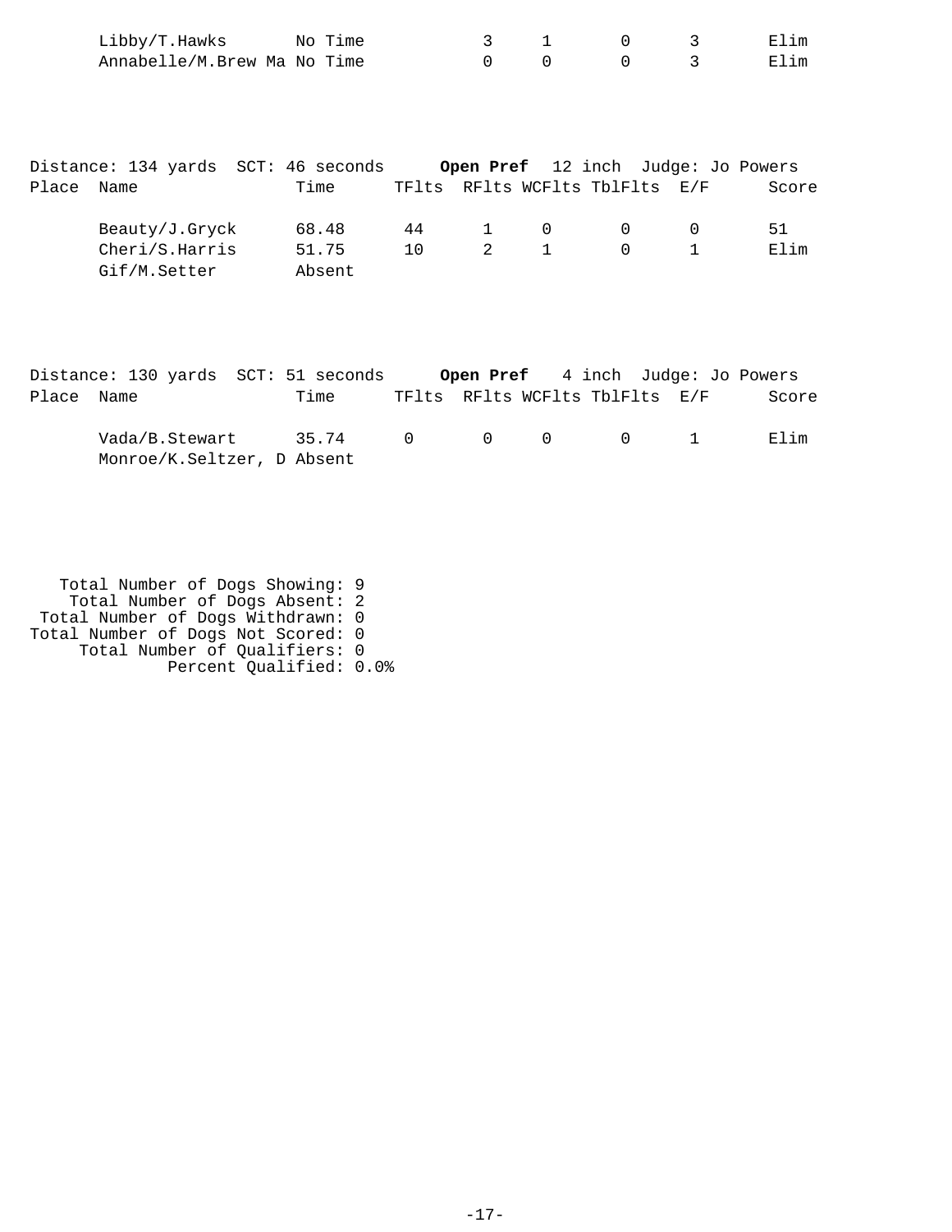| | Name | Time | TFlts | RFlts | WCFlts | TblFlts | E/F | Score |
|---|---|---|---|---|---|---|---|---|
| | Libby/T.Hawks | No Time | 3 | 1 | 0 | 3 | | Elim |
| | Annabelle/M.Brew Ma | No Time | 0 | 0 | 0 | 3 | | Elim |

Distance: 134 yards SCT: 46 seconds **Open Pref** 12 inch Judge: Jo Powers

| Place | Name | Time | TFlts | RFlts | WCFlts | TblFlts | E/F | Score |
|---|---|---|---|---|---|---|---|---|
| | Beauty/J.Gryck | 68.48 | 44 | 1 | 0 | 0 | 0 | 51 |
| | Cheri/S.Harris | 51.75 | 10 | 2 | 1 | 0 | 1 | Elim |
| | Gif/M.Setter | Absent | | | | | | |

Distance: 130 yards SCT: 51 seconds **Open Pref** 4 inch Judge: Jo Powers

| Place | Name | Time | TFlts | RFlts | WCFlts | TblFlts | E/F | Score |
|---|---|---|---|---|---|---|---|---|
| | Vada/B.Stewart | 35.74 | 0 | 0 | 0 | 0 | 1 | Elim |
| | Monroe/K.Seltzer, D | Absent | | | | | | |

Total Number of Dogs Showing: 9
Total Number of Dogs Absent: 2
Total Number of Dogs Withdrawn: 0
Total Number of Dogs Not Scored: 0
Total Number of Qualifiers: 0
Percent Qualified: 0.0%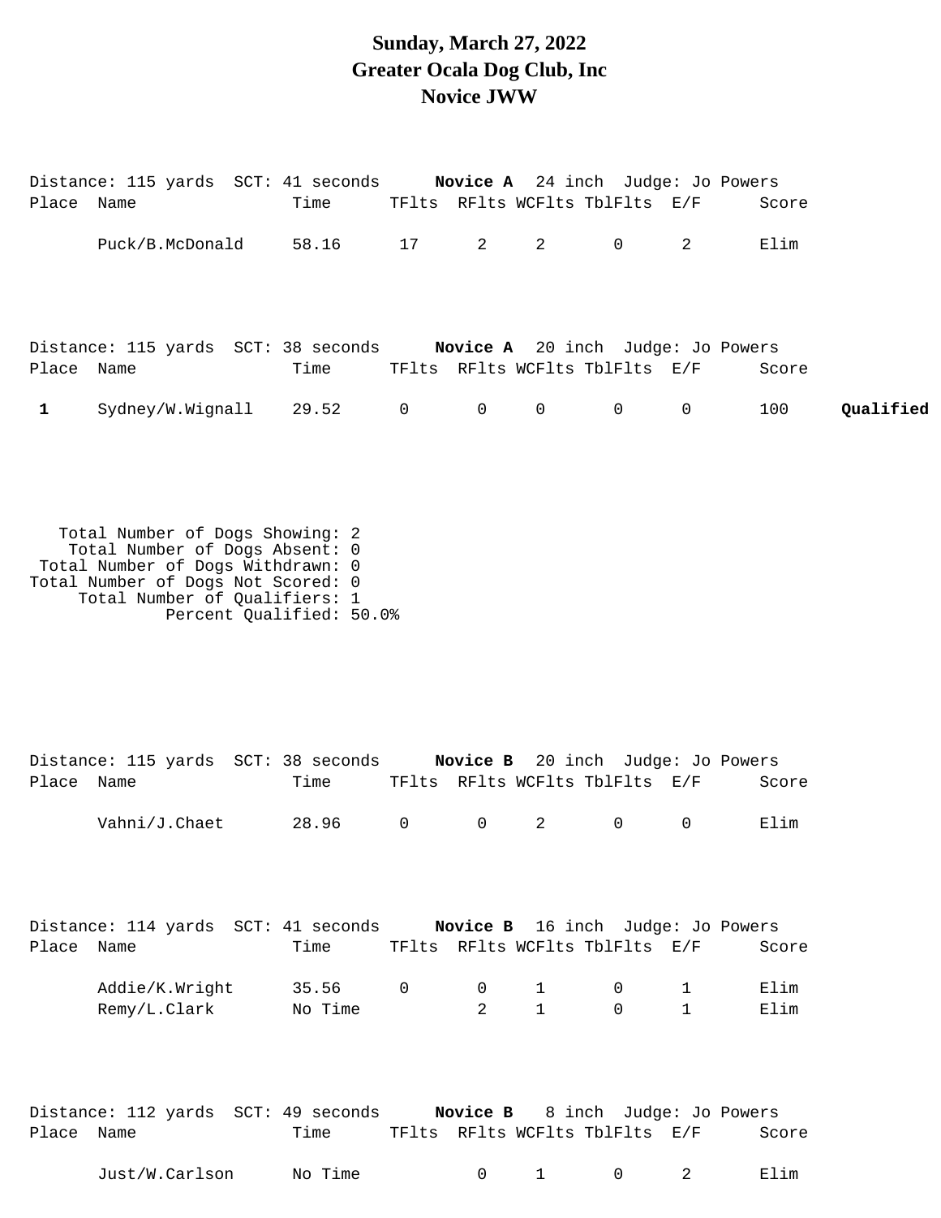# Sunday, March 27, 2022
# Greater Ocala Dog Club, Inc
# Novice JWW

Distance: 115 yards SCT: 41 seconds **Novice A** 24 inch Judge: Jo Powers

| Place | Name | Time | TFlts | RFlts | WCFlts | TblFlts | E/F | Score | |
|---|---|---|---|---|---|---|---|---|---|
| | Puck/B.McDonald | 58.16 | 17 | 2 | 2 | 0 | 2 | Elim | |

Distance: 115 yards SCT: 38 seconds **Novice A** 20 inch Judge: Jo Powers

| Place | Name | Time | TFlts | RFlts | WCFlts | TblFlts | E/F | Score | |
|---|---|---|---|---|---|---|---|---|---|
| **1** | Sydney/W.Wignall | 29.52 | 0 | 0 | 0 | 0 | 0 | 100 | **Qualified** |

Total Number of Dogs Showing: 2
Total Number of Dogs Absent: 0
Total Number of Dogs Withdrawn: 0
Total Number of Dogs Not Scored: 0
Total Number of Qualifiers: 1
Percent Qualified: 50.0%

Distance: 115 yards SCT: 38 seconds **Novice B** 20 inch Judge: Jo Powers

| Place | Name | Time | TFlts | RFlts | WCFlts | TblFlts | E/F | Score |
|---|---|---|---|---|---|---|---|---|
| | Vahni/J.Chaet | 28.96 | 0 | 0 | 2 | 0 | 0 | Elim |

Distance: 114 yards SCT: 41 seconds **Novice B** 16 inch Judge: Jo Powers

| Place | Name | Time | TFlts | RFlts | WCFlts | TblFlts | E/F | Score |
|---|---|---|---|---|---|---|---|---|
| | Addie/K.Wright | 35.56 | 0 | 0 | 1 | 0 | 1 | Elim |
| | Remy/L.Clark | No Time | | 2 | 1 | 0 | 1 | Elim |

Distance: 112 yards SCT: 49 seconds **Novice B** 8 inch Judge: Jo Powers

| Place | Name | Time | TFlts | RFlts | WCFlts | TblFlts | E/F | Score |
|---|---|---|---|---|---|---|---|---|
| | Just/W.Carlson | No Time | | 0 | 1 | 0 | 2 | Elim |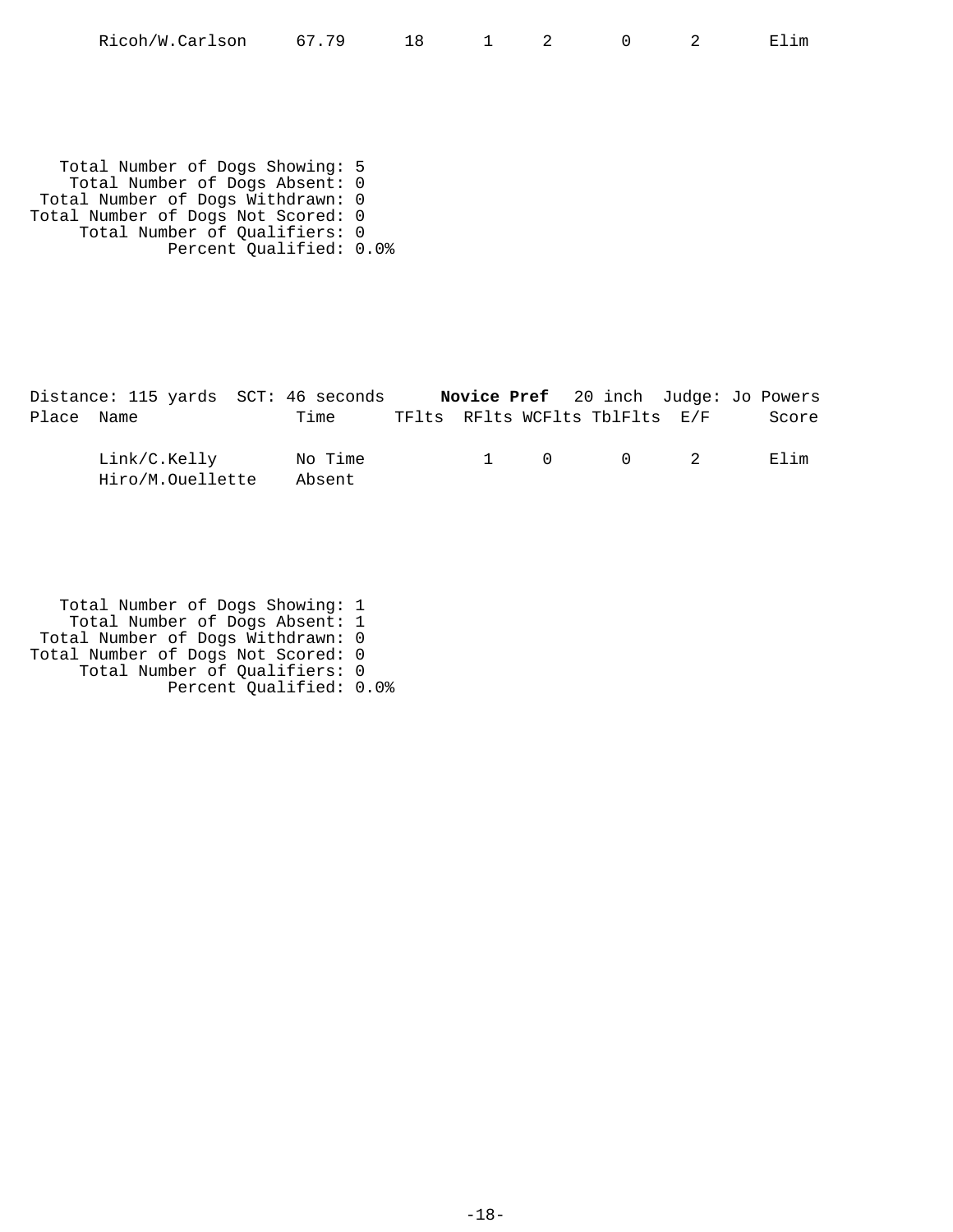| | | | | | | | | |
|---|---|---|---|---|---|---|---|---|
| | Ricoh/W.Carlson | 67.79 | 18 | 1 | 2 | 0 | 2 | Elim |

Total Number of Dogs Showing: 5
Total Number of Dogs Absent: 0
Total Number of Dogs Withdrawn: 0
Total Number of Dogs Not Scored: 0
Total Number of Qualifiers: 0
Percent Qualified: 0.0%

Distance: 115 yards SCT: 46 seconds **Novice Pref** 20 inch Judge: Jo Powers

| Place | Name | Time | TFlts | RFlts | WCFlts | TblFlts | E/F | Score |
|---|---|---|---|---|---|---|---|---|
| | Link/C.Kelly | No Time | | 1 | 0 | 0 | 2 | Elim |
| | Hiro/M.Ouellette | Absent | | | | | | |

Total Number of Dogs Showing: 1
Total Number of Dogs Absent: 1
Total Number of Dogs Withdrawn: 0
Total Number of Dogs Not Scored: 0
Total Number of Qualifiers: 0
Percent Qualified: 0.0%